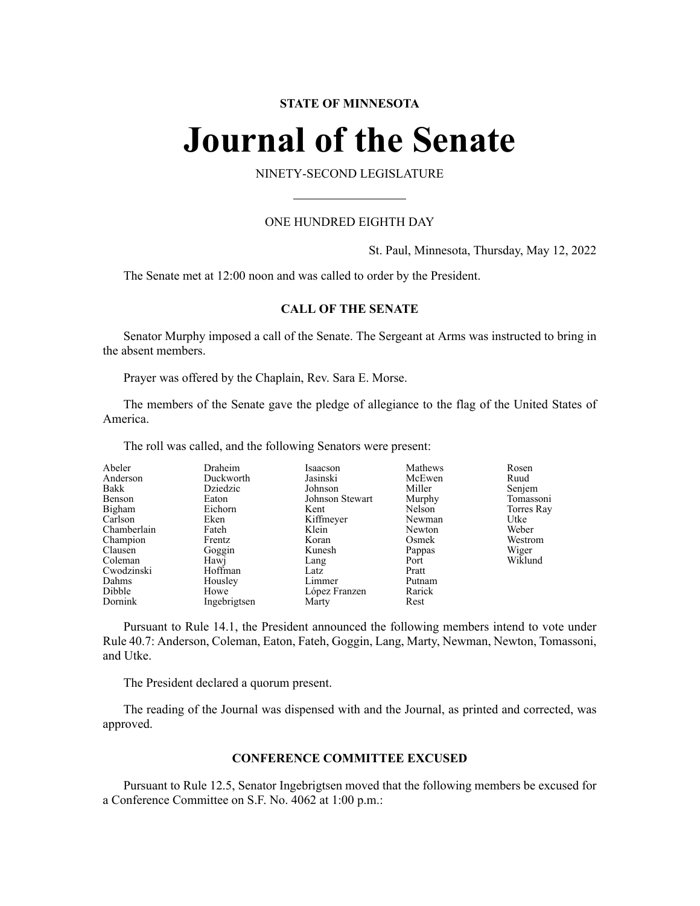**STATE OF MINNESOTA**

# Journal of the Senate

NINETY-SECOND LEGISLATURE

---

ONE HUNDRED EIGHTH DAY

St. Paul, Minnesota, Thursday, May 12, 2022

The Senate met at 12:00 noon and was called to order by the President.

## CALL OF THE SENATE

Senator Murphy imposed a call of the Senate. The Sergeant at Arms was instructed to bring in the absent members.

Prayer was offered by the Chaplain, Rev. Sara E. Morse.

The members of the Senate gave the pledge of allegiance to the flag of the United States of America.

The roll was called, and the following Senators were present:

| | | | | |
|---|---|---|---|---|
| Abeler | Draheim | Isaacson | Mathews | Rosen |
| Anderson | Duckworth | Jasinski | McEwen | Ruud |
| Bakk | Dziedzic | Johnson | Miller | Senjem |
| Benson | Eaton | Johnson Stewart | Murphy | Tomassoni |
| Bigham | Eichorn | Kent | Nelson | Torres Ray |
| Carlson | Eken | Kiffmeyer | Newman | Utke |
| Chamberlain | Fateh | Klein | Newton | Weber |
| Champion | Frentz | Koran | Osmek | Westrom |
| Clausen | Goggin | Kunesh | Pappas | Wiger |
| Coleman | Hawj | Lang | Port | Wiklund |
| Cwodzinski | Hoffman | Latz | Pratt | |
| Dahms | Housley | Limmer | Putnam | |
| Dibble | Howe | López Franzen | Rarick | |
| Dornink | Ingebrigtsen | Marty | Rest | |

Pursuant to Rule 14.1, the President announced the following members intend to vote under Rule 40.7: Anderson, Coleman, Eaton, Fateh, Goggin, Lang, Marty, Newman, Newton, Tomassoni, and Utke.

The President declared a quorum present.

The reading of the Journal was dispensed with and the Journal, as printed and corrected, was approved.

## CONFERENCE COMMITTEE EXCUSED

Pursuant to Rule 12.5, Senator Ingebrigtsen moved that the following members be excused for a Conference Committee on S.F. No. 4062 at 1:00 p.m.: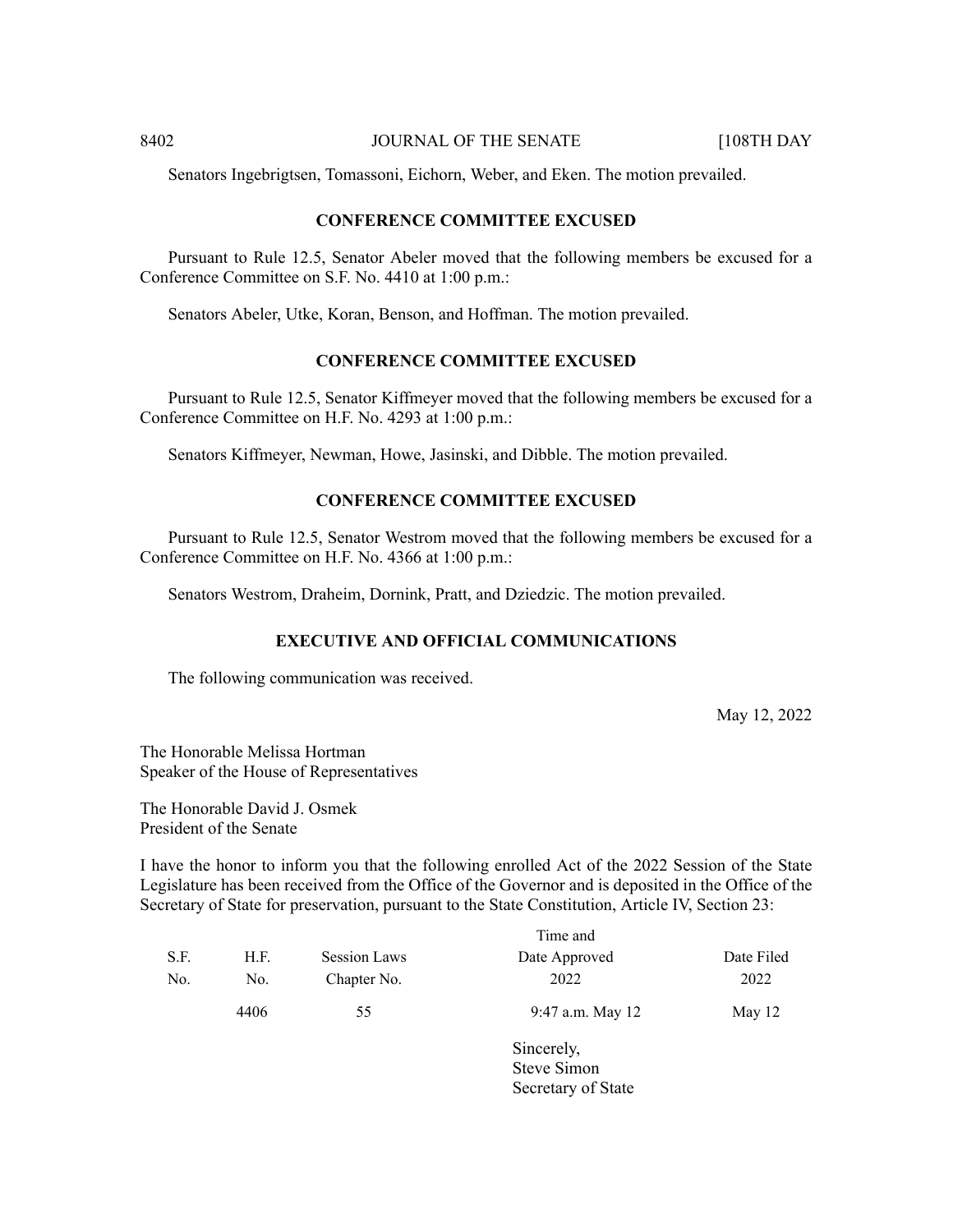Senators Ingebrigtsen, Tomassoni, Eichorn, Weber, and Eken. The motion prevailed.

### CONFERENCE COMMITTEE EXCUSED

Pursuant to Rule 12.5, Senator Abeler moved that the following members be excused for a Conference Committee on S.F. No. 4410 at 1:00 p.m.:

Senators Abeler, Utke, Koran, Benson, and Hoffman. The motion prevailed.

### CONFERENCE COMMITTEE EXCUSED

Pursuant to Rule 12.5, Senator Kiffmeyer moved that the following members be excused for a Conference Committee on H.F. No. 4293 at 1:00 p.m.:

Senators Kiffmeyer, Newman, Howe, Jasinski, and Dibble. The motion prevailed.

### CONFERENCE COMMITTEE EXCUSED

Pursuant to Rule 12.5, Senator Westrom moved that the following members be excused for a Conference Committee on H.F. No. 4366 at 1:00 p.m.:

Senators Westrom, Draheim, Dornink, Pratt, and Dziedzic. The motion prevailed.

### EXECUTIVE AND OFFICIAL COMMUNICATIONS

The following communication was received.

May 12, 2022

The Honorable Melissa Hortman
Speaker of the House of Representatives

The Honorable David J. Osmek
President of the Senate

I have the honor to inform you that the following enrolled Act of the 2022 Session of the State Legislature has been received from the Office of the Governor and is deposited in the Office of the Secretary of State for preservation, pursuant to the State Constitution, Article IV, Section 23:

| S.F. No. | H.F. No. | Session Laws Chapter No. | Time and Date Approved 2022 | Date Filed 2022 |
|---|---|---|---|---|
| | 4406 | 55 | 9:47 a.m. May 12 | May 12 |

Sincerely,
Steve Simon
Secretary of State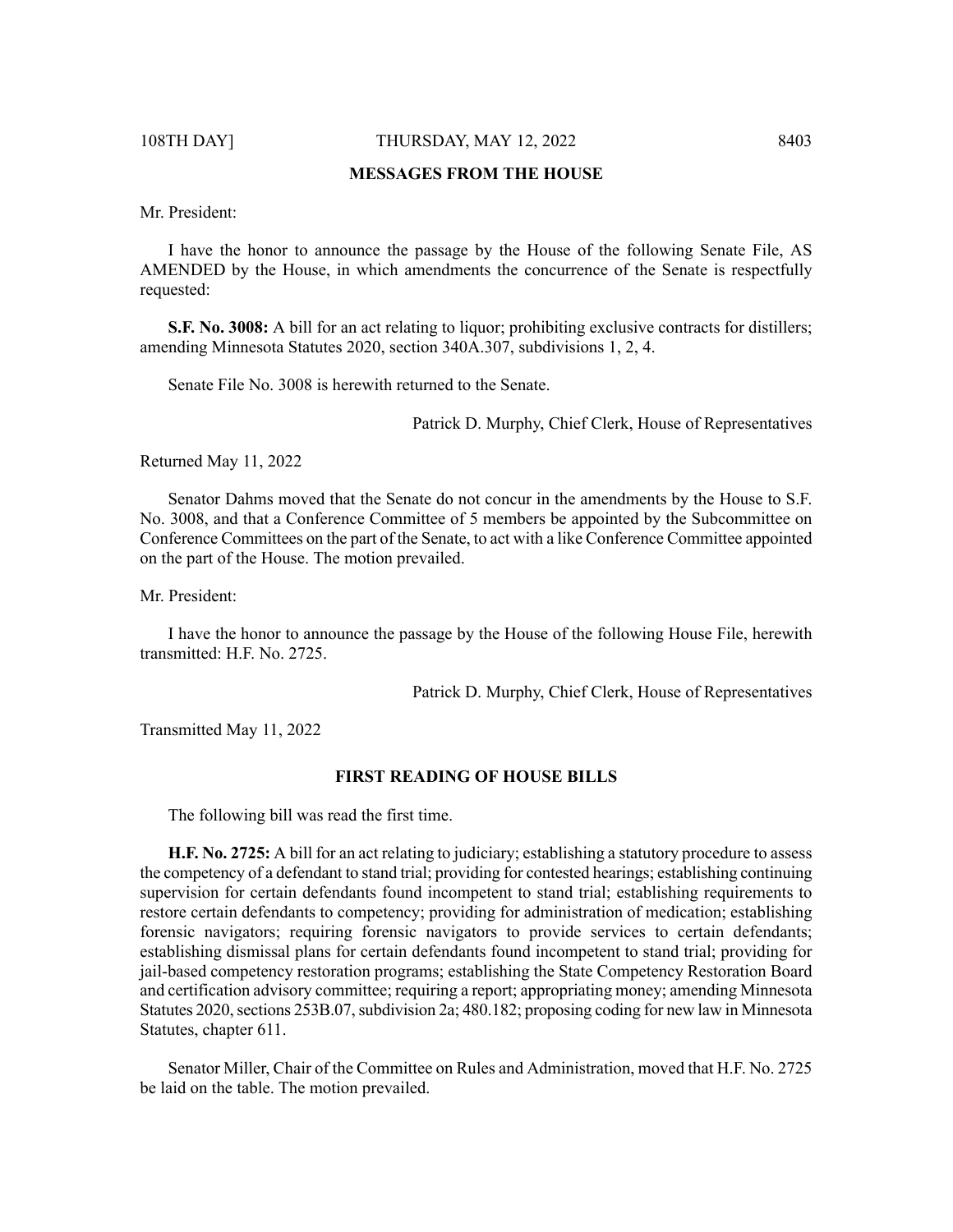## MESSAGES FROM THE HOUSE

Mr. President:

I have the honor to announce the passage by the House of the following Senate File, AS AMENDED by the House, in which amendments the concurrence of the Senate is respectfully requested:

**S.F. No. 3008:** A bill for an act relating to liquor; prohibiting exclusive contracts for distillers; amending Minnesota Statutes 2020, section 340A.307, subdivisions 1, 2, 4.

Senate File No. 3008 is herewith returned to the Senate.

Patrick D. Murphy, Chief Clerk, House of Representatives

Returned May 11, 2022

Senator Dahms moved that the Senate do not concur in the amendments by the House to S.F. No. 3008, and that a Conference Committee of 5 members be appointed by the Subcommittee on Conference Committees on the part of the Senate, to act with a like Conference Committee appointed on the part of the House. The motion prevailed.

Mr. President:

I have the honor to announce the passage by the House of the following House File, herewith transmitted: H.F. No. 2725.

Patrick D. Murphy, Chief Clerk, House of Representatives

Transmitted May 11, 2022

## FIRST READING OF HOUSE BILLS

The following bill was read the first time.

**H.F. No. 2725:** A bill for an act relating to judiciary; establishing a statutory procedure to assess the competency of a defendant to stand trial; providing for contested hearings; establishing continuing supervision for certain defendants found incompetent to stand trial; establishing requirements to restore certain defendants to competency; providing for administration of medication; establishing forensic navigators; requiring forensic navigators to provide services to certain defendants; establishing dismissal plans for certain defendants found incompetent to stand trial; providing for jail-based competency restoration programs; establishing the State Competency Restoration Board and certification advisory committee; requiring a report; appropriating money; amending Minnesota Statutes 2020, sections 253B.07, subdivision 2a; 480.182; proposing coding for new law in Minnesota Statutes, chapter 611.

Senator Miller, Chair of the Committee on Rules and Administration, moved that H.F. No. 2725 be laid on the table. The motion prevailed.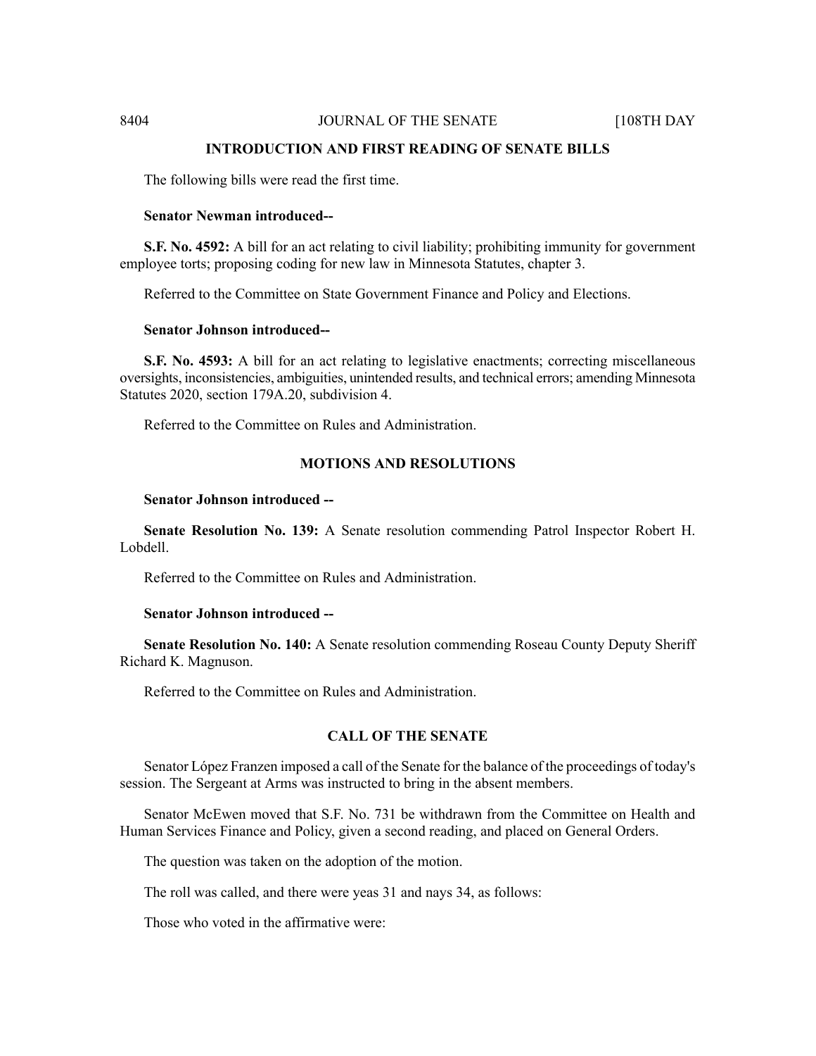## INTRODUCTION AND FIRST READING OF SENATE BILLS

The following bills were read the first time.

**Senator Newman introduced--**

**S.F. No. 4592:** A bill for an act relating to civil liability; prohibiting immunity for government employee torts; proposing coding for new law in Minnesota Statutes, chapter 3.

Referred to the Committee on State Government Finance and Policy and Elections.

**Senator Johnson introduced--**

**S.F. No. 4593:** A bill for an act relating to legislative enactments; correcting miscellaneous oversights, inconsistencies, ambiguities, unintended results, and technical errors; amending Minnesota Statutes 2020, section 179A.20, subdivision 4.

Referred to the Committee on Rules and Administration.

## MOTIONS AND RESOLUTIONS

**Senator Johnson introduced --**

**Senate Resolution No. 139:** A Senate resolution commending Patrol Inspector Robert H. Lobdell.

Referred to the Committee on Rules and Administration.

**Senator Johnson introduced --**

**Senate Resolution No. 140:** A Senate resolution commending Roseau County Deputy Sheriff Richard K. Magnuson.

Referred to the Committee on Rules and Administration.

## CALL OF THE SENATE

Senator López Franzen imposed a call of the Senate for the balance of the proceedings of today's session. The Sergeant at Arms was instructed to bring in the absent members.

Senator McEwen moved that S.F. No. 731 be withdrawn from the Committee on Health and Human Services Finance and Policy, given a second reading, and placed on General Orders.

The question was taken on the adoption of the motion.

The roll was called, and there were yeas 31 and nays 34, as follows:

Those who voted in the affirmative were: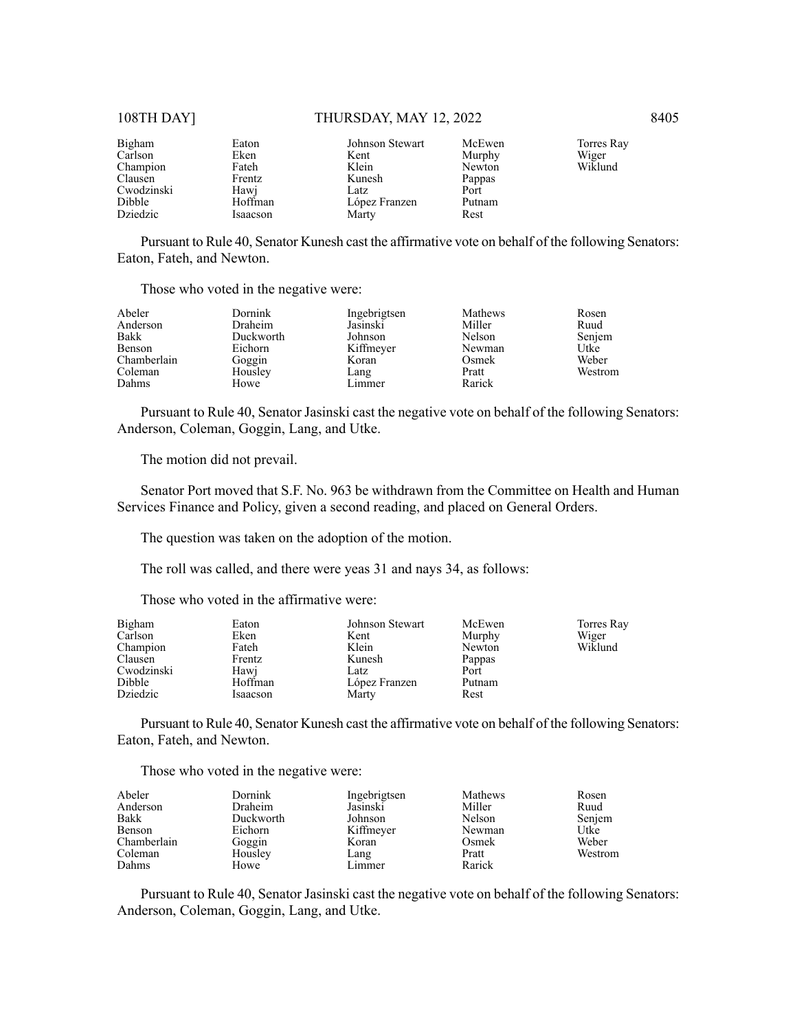| Bigham | Eaton | Johnson Stewart | McEwen | Torres Ray |
|---|---|---|---|---|
| Carlson | Eken | Kent | Murphy | Wiger |
| Champion | Fateh | Klein | Newton | Wiklund |
| Clausen | Frentz | Kunesh | Pappas | |
| Cwodzinski | Hawj | Latz | Port | |
| Dibble | Hoffman | López Franzen | Putnam | |
| Dziedzic | Isaacson | Marty | Rest | |

Pursuant to Rule 40, Senator Kunesh cast the affirmative vote on behalf of the following Senators: Eaton, Fateh, and Newton.

Those who voted in the negative were:

| Abeler | Dornink | Ingebrigtsen | Mathews | Rosen |
|---|---|---|---|---|
| Anderson | Draheim | Jasinski | Miller | Ruud |
| Bakk | Duckworth | Johnson | Nelson | Senjem |
| Benson | Eichorn | Kiffmeyer | Newman | Utke |
| Chamberlain | Goggin | Koran | Osmek | Weber |
| Coleman | Housley | Lang | Pratt | Westrom |
| Dahms | Howe | Limmer | Rarick | |

Pursuant to Rule 40, Senator Jasinski cast the negative vote on behalf of the following Senators: Anderson, Coleman, Goggin, Lang, and Utke.

The motion did not prevail.

Senator Port moved that S.F. No. 963 be withdrawn from the Committee on Health and Human Services Finance and Policy, given a second reading, and placed on General Orders.

The question was taken on the adoption of the motion.

The roll was called, and there were yeas 31 and nays 34, as follows:

Those who voted in the affirmative were:

| Bigham | Eaton | Johnson Stewart | McEwen | Torres Ray |
|---|---|---|---|---|
| Carlson | Eken | Kent | Murphy | Wiger |
| Champion | Fateh | Klein | Newton | Wiklund |
| Clausen | Frentz | Kunesh | Pappas | |
| Cwodzinski | Hawj | Latz | Port | |
| Dibble | Hoffman | López Franzen | Putnam | |
| Dziedzic | Isaacson | Marty | Rest | |

Pursuant to Rule 40, Senator Kunesh cast the affirmative vote on behalf of the following Senators: Eaton, Fateh, and Newton.

Those who voted in the negative were:

| Abeler | Dornink | Ingebrigtsen | Mathews | Rosen |
|---|---|---|---|---|
| Anderson | Draheim | Jasinski | Miller | Ruud |
| Bakk | Duckworth | Johnson | Nelson | Senjem |
| Benson | Eichorn | Kiffmeyer | Newman | Utke |
| Chamberlain | Goggin | Koran | Osmek | Weber |
| Coleman | Housley | Lang | Pratt | Westrom |
| Dahms | Howe | Limmer | Rarick | |

Pursuant to Rule 40, Senator Jasinski cast the negative vote on behalf of the following Senators: Anderson, Coleman, Goggin, Lang, and Utke.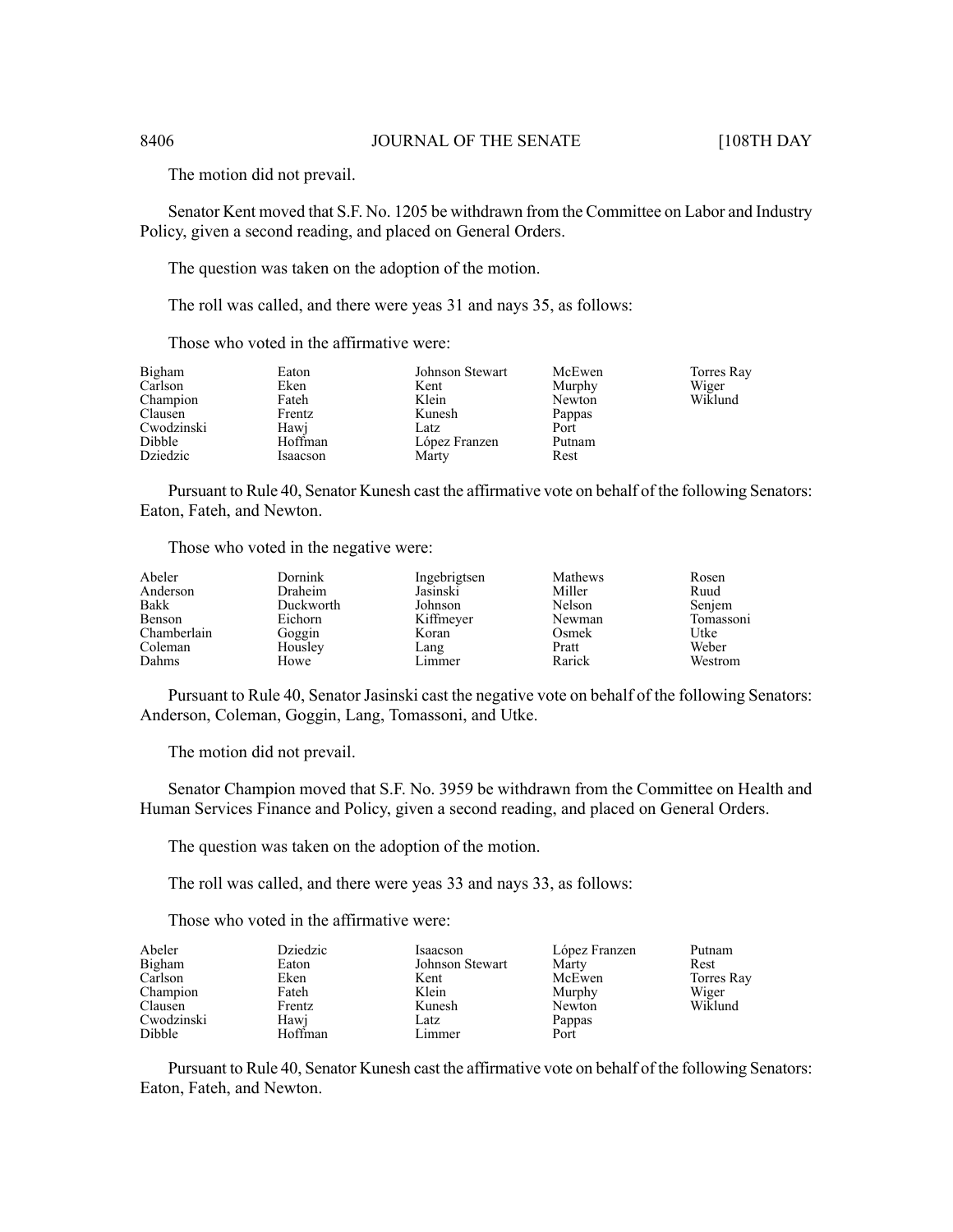The motion did not prevail.

Senator Kent moved that S.F. No. 1205 be withdrawn from the Committee on Labor and Industry Policy, given a second reading, and placed on General Orders.

The question was taken on the adoption of the motion.

The roll was called, and there were yeas 31 and nays 35, as follows:

Those who voted in the affirmative were:

| | | | | |
|---|---|---|---|---|
| Bigham | Eaton | Johnson Stewart | McEwen | Torres Ray |
| Carlson | Eken | Kent | Murphy | Wiger |
| Champion | Fateh | Klein | Newton | Wiklund |
| Clausen | Frentz | Kunesh | Pappas | |
| Cwodzinski | Hawj | Latz | Port | |
| Dibble | Hoffman | López Franzen | Putnam | |
| Dziedzic | Isaacson | Marty | Rest | |

Pursuant to Rule 40, Senator Kunesh cast the affirmative vote on behalf of the following Senators: Eaton, Fateh, and Newton.

Those who voted in the negative were:

| | | | | |
|---|---|---|---|---|
| Abeler | Dornink | Ingebrigtsen | Mathews | Rosen |
| Anderson | Draheim | Jasinski | Miller | Ruud |
| Bakk | Duckworth | Johnson | Nelson | Senjem |
| Benson | Eichorn | Kiffmeyer | Newman | Tomassoni |
| Chamberlain | Goggin | Koran | Osmek | Utke |
| Coleman | Housley | Lang | Pratt | Weber |
| Dahms | Howe | Limmer | Rarick | Westrom |

Pursuant to Rule 40, Senator Jasinski cast the negative vote on behalf of the following Senators: Anderson, Coleman, Goggin, Lang, Tomassoni, and Utke.

The motion did not prevail.

Senator Champion moved that S.F. No. 3959 be withdrawn from the Committee on Health and Human Services Finance and Policy, given a second reading, and placed on General Orders.

The question was taken on the adoption of the motion.

The roll was called, and there were yeas 33 and nays 33, as follows:

Those who voted in the affirmative were:

| | | | | |
|---|---|---|---|---|
| Abeler | Dziedzic | Isaacson | López Franzen | Putnam |
| Bigham | Eaton | Johnson Stewart | Marty | Rest |
| Carlson | Eken | Kent | McEwen | Torres Ray |
| Champion | Fateh | Klein | Murphy | Wiger |
| Clausen | Frentz | Kunesh | Newton | Wiklund |
| Cwodzinski | Hawj | Latz | Pappas | |
| Dibble | Hoffman | Limmer | Port | |

Pursuant to Rule 40, Senator Kunesh cast the affirmative vote on behalf of the following Senators: Eaton, Fateh, and Newton.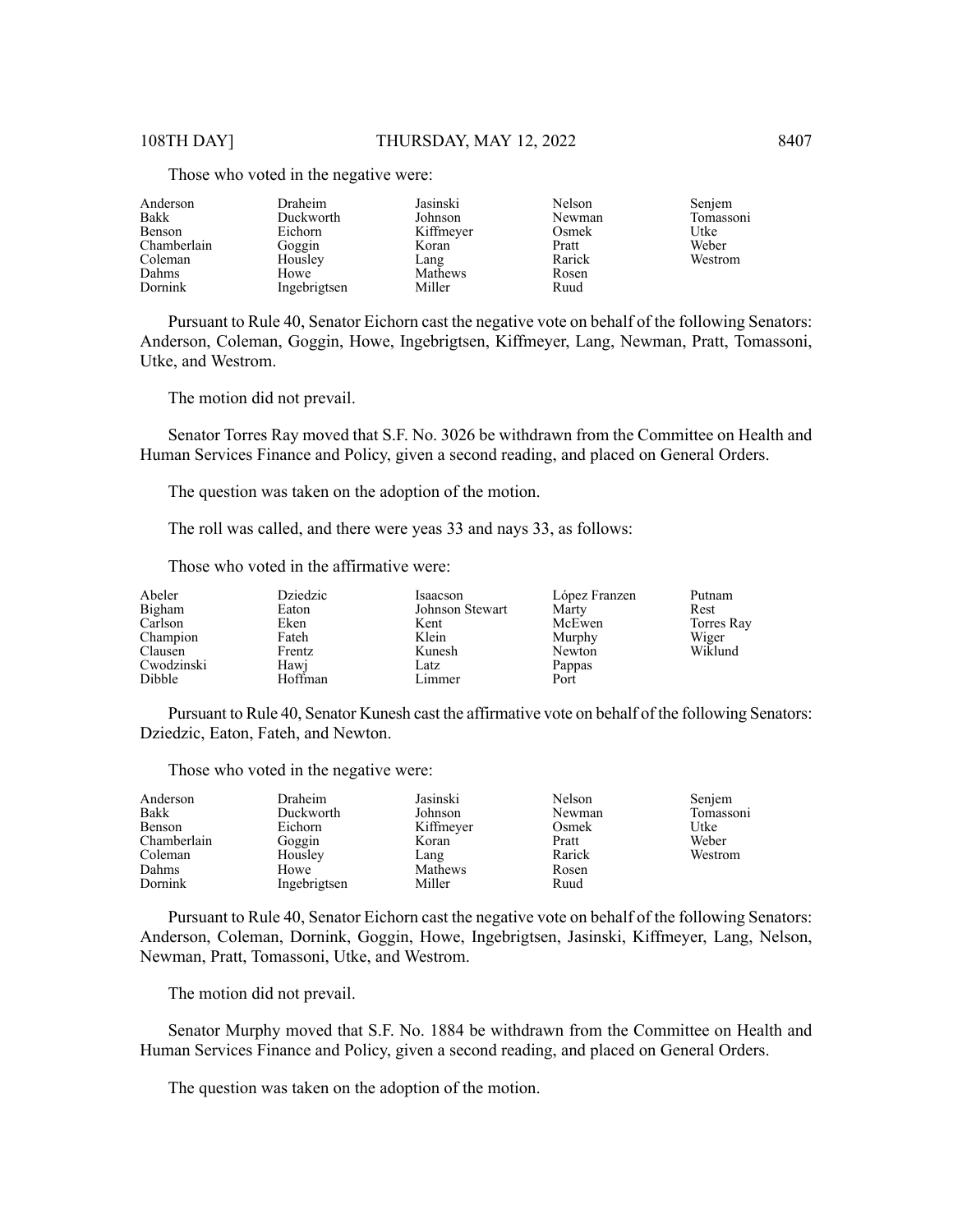Those who voted in the negative were:

| | | | | |
|---|---|---|---|---|
| Anderson | Draheim | Jasinski | Nelson | Senjem |
| Bakk | Duckworth | Johnson | Newman | Tomassoni |
| Benson | Eichorn | Kiffmeyer | Osmek | Utke |
| Chamberlain | Goggin | Koran | Pratt | Weber |
| Coleman | Housley | Lang | Rarick | Westrom |
| Dahms | Howe | Mathews | Rosen | |
| Dornink | Ingebrigtsen | Miller | Ruud | |

Pursuant to Rule 40, Senator Eichorn cast the negative vote on behalf of the following Senators: Anderson, Coleman, Goggin, Howe, Ingebrigtsen, Kiffmeyer, Lang, Newman, Pratt, Tomassoni, Utke, and Westrom.

The motion did not prevail.

Senator Torres Ray moved that S.F. No. 3026 be withdrawn from the Committee on Health and Human Services Finance and Policy, given a second reading, and placed on General Orders.

The question was taken on the adoption of the motion.

The roll was called, and there were yeas 33 and nays 33, as follows:

Those who voted in the affirmative were:

| | | | | |
|---|---|---|---|---|
| Abeler | Dziedzic | Isaacson | López Franzen | Putnam |
| Bigham | Eaton | Johnson Stewart | Marty | Rest |
| Carlson | Eken | Kent | McEwen | Torres Ray |
| Champion | Fateh | Klein | Murphy | Wiger |
| Clausen | Frentz | Kunesh | Newton | Wiklund |
| Cwodzinski | Hawj | Latz | Pappas | |
| Dibble | Hoffman | Limmer | Port | |

Pursuant to Rule 40, Senator Kunesh cast the affirmative vote on behalf of the following Senators: Dziedzic, Eaton, Fateh, and Newton.

Those who voted in the negative were:

| | | | | |
|---|---|---|---|---|
| Anderson | Draheim | Jasinski | Nelson | Senjem |
| Bakk | Duckworth | Johnson | Newman | Tomassoni |
| Benson | Eichorn | Kiffmeyer | Osmek | Utke |
| Chamberlain | Goggin | Koran | Pratt | Weber |
| Coleman | Housley | Lang | Rarick | Westrom |
| Dahms | Howe | Mathews | Rosen | |
| Dornink | Ingebrigtsen | Miller | Ruud | |

Pursuant to Rule 40, Senator Eichorn cast the negative vote on behalf of the following Senators: Anderson, Coleman, Dornink, Goggin, Howe, Ingebrigtsen, Jasinski, Kiffmeyer, Lang, Nelson, Newman, Pratt, Tomassoni, Utke, and Westrom.

The motion did not prevail.

Senator Murphy moved that S.F. No. 1884 be withdrawn from the Committee on Health and Human Services Finance and Policy, given a second reading, and placed on General Orders.

The question was taken on the adoption of the motion.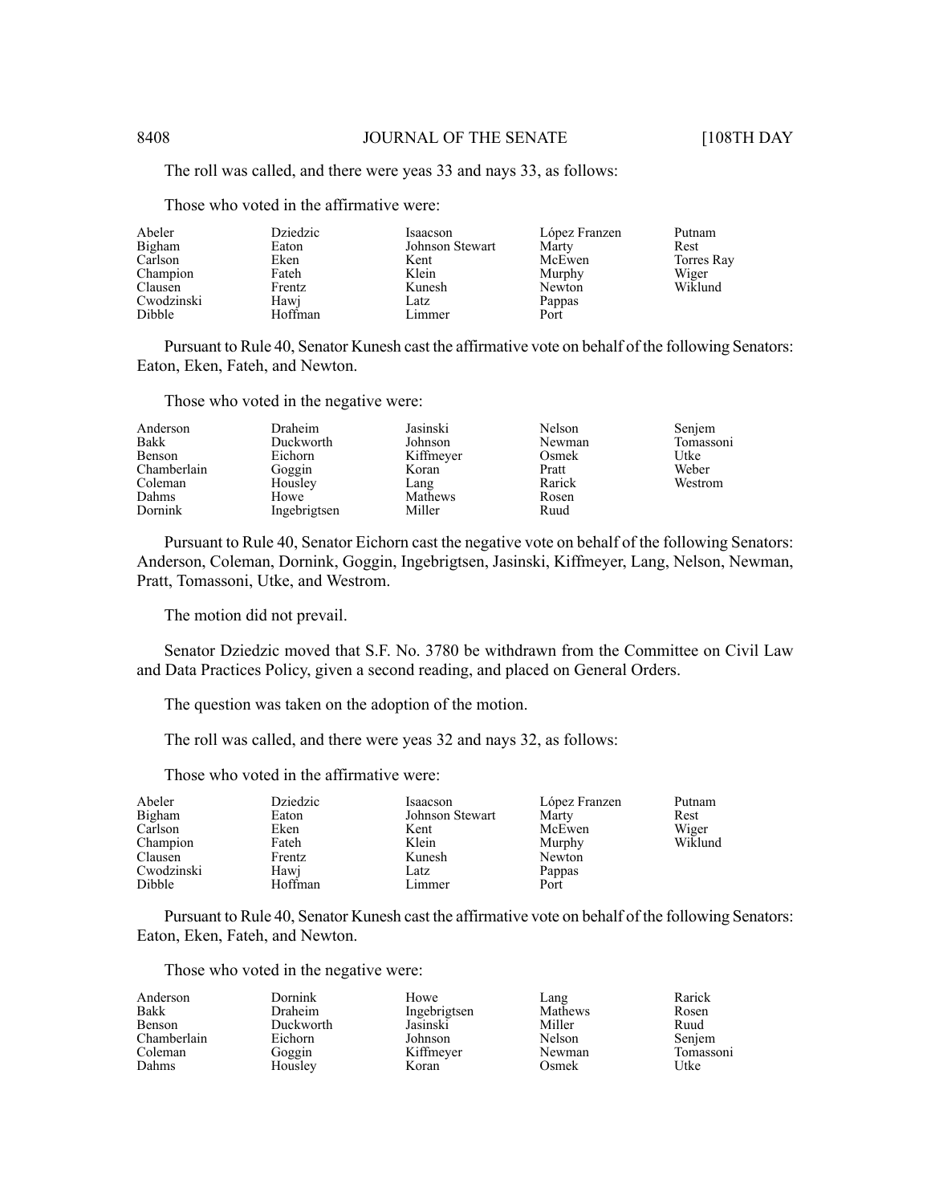The roll was called, and there were yeas 33 and nays 33, as follows:

Those who voted in the affirmative were:

| | | | | |
|---|---|---|---|---|
| Abeler | Dziedzic | Isaacson | López Franzen | Putnam |
| Bigham | Eaton | Johnson Stewart | Marty | Rest |
| Carlson | Eken | Kent | McEwen | Torres Ray |
| Champion | Fateh | Klein | Murphy | Wiger |
| Clausen | Frentz | Kunesh | Newton | Wiklund |
| Cwodzinski | Hawj | Latz | Pappas | |
| Dibble | Hoffman | Limmer | Port | |

Pursuant to Rule 40, Senator Kunesh cast the affirmative vote on behalf of the following Senators: Eaton, Eken, Fateh, and Newton.

Those who voted in the negative were:

| | | | | |
|---|---|---|---|---|
| Anderson | Draheim | Jasinski | Nelson | Senjem |
| Bakk | Duckworth | Johnson | Newman | Tomassoni |
| Benson | Eichorn | Kiffmeyer | Osmek | Utke |
| Chamberlain | Goggin | Koran | Pratt | Weber |
| Coleman | Housley | Lang | Rarick | Westrom |
| Dahms | Howe | Mathews | Rosen | |
| Dornink | Ingebrigtsen | Miller | Ruud | |

Pursuant to Rule 40, Senator Eichorn cast the negative vote on behalf of the following Senators: Anderson, Coleman, Dornink, Goggin, Ingebrigtsen, Jasinski, Kiffmeyer, Lang, Nelson, Newman, Pratt, Tomassoni, Utke, and Westrom.

The motion did not prevail.

Senator Dziedzic moved that S.F. No. 3780 be withdrawn from the Committee on Civil Law and Data Practices Policy, given a second reading, and placed on General Orders.

The question was taken on the adoption of the motion.

The roll was called, and there were yeas 32 and nays 32, as follows:

Those who voted in the affirmative were:

| | | | | |
|---|---|---|---|---|
| Abeler | Dziedzic | Isaacson | López Franzen | Putnam |
| Bigham | Eaton | Johnson Stewart | Marty | Rest |
| Carlson | Eken | Kent | McEwen | Wiger |
| Champion | Fateh | Klein | Murphy | Wiklund |
| Clausen | Frentz | Kunesh | Newton | |
| Cwodzinski | Hawj | Latz | Pappas | |
| Dibble | Hoffman | Limmer | Port | |

Pursuant to Rule 40, Senator Kunesh cast the affirmative vote on behalf of the following Senators: Eaton, Eken, Fateh, and Newton.

Those who voted in the negative were:

| | | | | |
|---|---|---|---|---|
| Anderson | Dornink | Howe | Lang | Rarick |
| Bakk | Draheim | Ingebrigtsen | Mathews | Rosen |
| Benson | Duckworth | Jasinski | Miller | Ruud |
| Chamberlain | Eichorn | Johnson | Nelson | Senjem |
| Coleman | Goggin | Kiffmeyer | Newman | Tomassoni |
| Dahms | Housley | Koran | Osmek | Utke |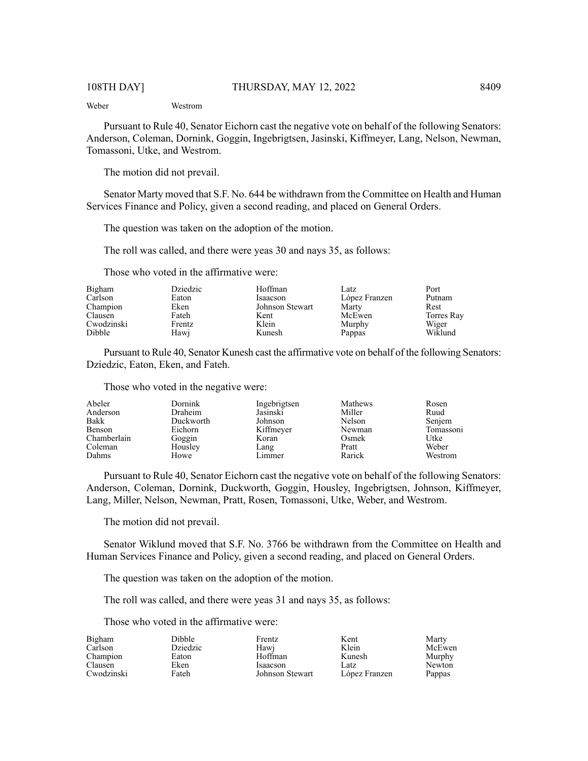| | |
|---|---|
| Weber | Westrom |

Pursuant to Rule 40, Senator Eichorn cast the negative vote on behalf of the following Senators: Anderson, Coleman, Dornink, Goggin, Ingebrigtsen, Jasinski, Kiffmeyer, Lang, Nelson, Newman, Tomassoni, Utke, and Westrom.

The motion did not prevail.

Senator Marty moved that S.F. No. 644 be withdrawn from the Committee on Health and Human Services Finance and Policy, given a second reading, and placed on General Orders.

The question was taken on the adoption of the motion.

The roll was called, and there were yeas 30 and nays 35, as follows:

Those who voted in the affirmative were:

| | | | | |
|---|---|---|---|---|
| Bigham | Dziedzic | Hoffman | Latz | Port |
| Carlson | Eaton | Isaacson | López Franzen | Putnam |
| Champion | Eken | Johnson Stewart | Marty | Rest |
| Clausen | Fateh | Kent | McEwen | Torres Ray |
| Cwodzinski | Frentz | Klein | Murphy | Wiger |
| Dibble | Hawj | Kunesh | Pappas | Wiklund |

Pursuant to Rule 40, Senator Kunesh cast the affirmative vote on behalf of the following Senators: Dziedzic, Eaton, Eken, and Fateh.

Those who voted in the negative were:

| | | | | |
|---|---|---|---|---|
| Abeler | Dornink | Ingebrigtsen | Mathews | Rosen |
| Anderson | Draheim | Jasinski | Miller | Ruud |
| Bakk | Duckworth | Johnson | Nelson | Senjem |
| Benson | Eichorn | Kiffmeyer | Newman | Tomassoni |
| Chamberlain | Goggin | Koran | Osmek | Utke |
| Coleman | Housley | Lang | Pratt | Weber |
| Dahms | Howe | Limmer | Rarick | Westrom |

Pursuant to Rule 40, Senator Eichorn cast the negative vote on behalf of the following Senators: Anderson, Coleman, Dornink, Duckworth, Goggin, Housley, Ingebrigtsen, Johnson, Kiffmeyer, Lang, Miller, Nelson, Newman, Pratt, Rosen, Tomassoni, Utke, Weber, and Westrom.

The motion did not prevail.

Senator Wiklund moved that S.F. No. 3766 be withdrawn from the Committee on Health and Human Services Finance and Policy, given a second reading, and placed on General Orders.

The question was taken on the adoption of the motion.

The roll was called, and there were yeas 31 and nays 35, as follows:

Those who voted in the affirmative were:

| | | | | |
|---|---|---|---|---|
| Bigham | Dibble | Frentz | Kent | Marty |
| Carlson | Dziedzic | Hawj | Klein | McEwen |
| Champion | Eaton | Hoffman | Kunesh | Murphy |
| Clausen | Eken | Isaacson | Latz | Newton |
| Cwodzinski | Fateh | Johnson Stewart | López Franzen | Pappas |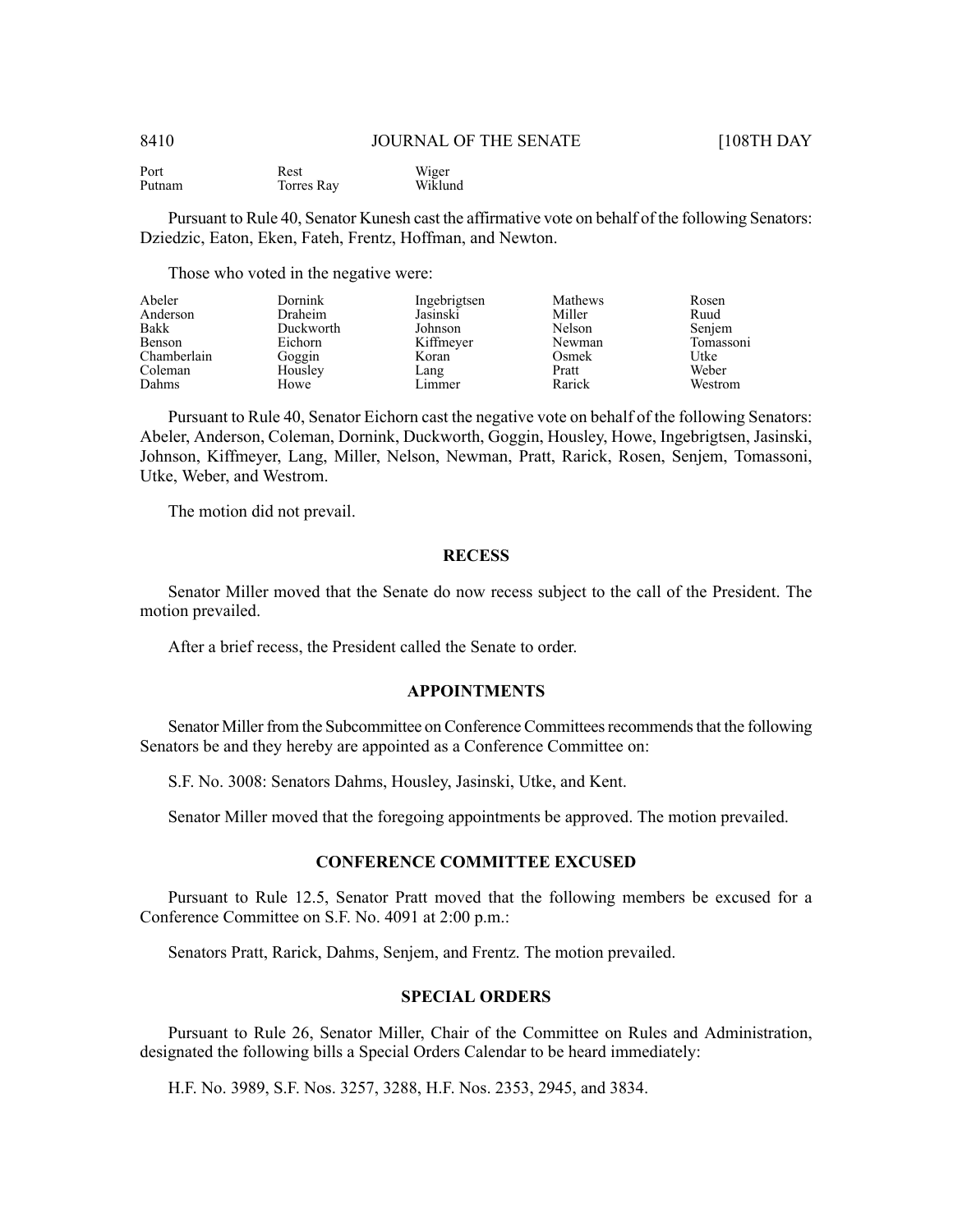| | | |
|---|---|---|
| Port | Rest | Wiger |
| Putnam | Torres Ray | Wiklund |

Pursuant to Rule 40, Senator Kunesh cast the affirmative vote on behalf of the following Senators: Dziedzic, Eaton, Eken, Fateh, Frentz, Hoffman, and Newton.

Those who voted in the negative were:

| | | | | |
|---|---|---|---|---|
| Abeler | Dornink | Ingebrigtsen | Mathews | Rosen |
| Anderson | Draheim | Jasinski | Miller | Ruud |
| Bakk | Duckworth | Johnson | Nelson | Senjem |
| Benson | Eichorn | Kiffmeyer | Newman | Tomassoni |
| Chamberlain | Goggin | Koran | Osmek | Utke |
| Coleman | Housley | Lang | Pratt | Weber |
| Dahms | Howe | Limmer | Rarick | Westrom |

Pursuant to Rule 40, Senator Eichorn cast the negative vote on behalf of the following Senators: Abeler, Anderson, Coleman, Dornink, Duckworth, Goggin, Housley, Howe, Ingebrigtsen, Jasinski, Johnson, Kiffmeyer, Lang, Miller, Nelson, Newman, Pratt, Rarick, Rosen, Senjem, Tomassoni, Utke, Weber, and Westrom.

The motion did not prevail.

## RECESS

Senator Miller moved that the Senate do now recess subject to the call of the President. The motion prevailed.

After a brief recess, the President called the Senate to order.

## APPOINTMENTS

Senator Miller from the Subcommittee on Conference Committees recommends that the following Senators be and they hereby are appointed as a Conference Committee on:

S.F. No. 3008: Senators Dahms, Housley, Jasinski, Utke, and Kent.

Senator Miller moved that the foregoing appointments be approved. The motion prevailed.

## CONFERENCE COMMITTEE EXCUSED

Pursuant to Rule 12.5, Senator Pratt moved that the following members be excused for a Conference Committee on S.F. No. 4091 at 2:00 p.m.:

Senators Pratt, Rarick, Dahms, Senjem, and Frentz. The motion prevailed.

## SPECIAL ORDERS

Pursuant to Rule 26, Senator Miller, Chair of the Committee on Rules and Administration, designated the following bills a Special Orders Calendar to be heard immediately:

H.F. No. 3989, S.F. Nos. 3257, 3288, H.F. Nos. 2353, 2945, and 3834.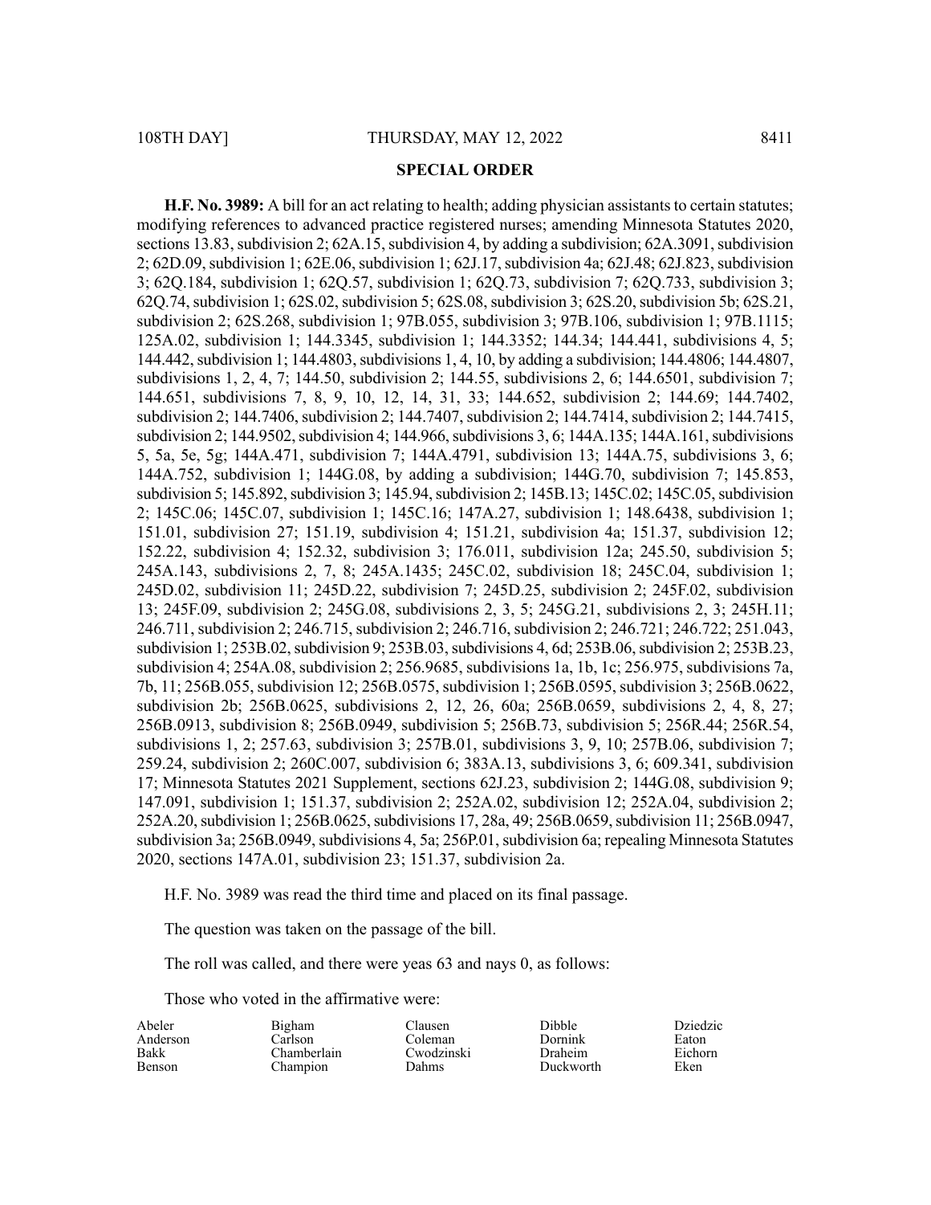## SPECIAL ORDER

**H.F. No. 3989:** A bill for an act relating to health; adding physician assistants to certain statutes; modifying references to advanced practice registered nurses; amending Minnesota Statutes 2020, sections 13.83, subdivision 2; 62A.15, subdivision 4, by adding a subdivision; 62A.3091, subdivision 2; 62D.09, subdivision 1; 62E.06, subdivision 1; 62J.17, subdivision 4a; 62J.48; 62J.823, subdivision 3; 62Q.184, subdivision 1; 62Q.57, subdivision 1; 62Q.73, subdivision 7; 62Q.733, subdivision 3; 62Q.74, subdivision 1; 62S.02, subdivision 5; 62S.08, subdivision 3; 62S.20, subdivision 5b; 62S.21, subdivision 2; 62S.268, subdivision 1; 97B.055, subdivision 3; 97B.106, subdivision 1; 97B.1115; 125A.02, subdivision 1; 144.3345, subdivision 1; 144.3352; 144.34; 144.441, subdivisions 4, 5; 144.442, subdivision 1; 144.4803, subdivisions 1, 4, 10, by adding a subdivision; 144.4806; 144.4807, subdivisions 1, 2, 4, 7; 144.50, subdivision 2; 144.55, subdivisions 2, 6; 144.6501, subdivision 7; 144.651, subdivisions 7, 8, 9, 10, 12, 14, 31, 33; 144.652, subdivision 2; 144.69; 144.7402, subdivision 2; 144.7406, subdivision 2; 144.7407, subdivision 2; 144.7414, subdivision 2; 144.7415, subdivision 2; 144.9502, subdivision 4; 144.966, subdivisions 3, 6; 144A.135; 144A.161, subdivisions 5, 5a, 5e, 5g; 144A.471, subdivision 7; 144A.4791, subdivision 13; 144A.75, subdivisions 3, 6; 144A.752, subdivision 1; 144G.08, by adding a subdivision; 144G.70, subdivision 7; 145.853, subdivision 5; 145.892, subdivision 3; 145.94, subdivision 2; 145B.13; 145C.02; 145C.05, subdivision 2; 145C.06; 145C.07, subdivision 1; 145C.16; 147A.27, subdivision 1; 148.6438, subdivision 1; 151.01, subdivision 27; 151.19, subdivision 4; 151.21, subdivision 4a; 151.37, subdivision 12; 152.22, subdivision 4; 152.32, subdivision 3; 176.011, subdivision 12a; 245.50, subdivision 5; 245A.143, subdivisions 2, 7, 8; 245A.1435; 245C.02, subdivision 18; 245C.04, subdivision 1; 245D.02, subdivision 11; 245D.22, subdivision 7; 245D.25, subdivision 2; 245F.02, subdivision 13; 245F.09, subdivision 2; 245G.08, subdivisions 2, 3, 5; 245G.21, subdivisions 2, 3; 245H.11; 246.711, subdivision 2; 246.715, subdivision 2; 246.716, subdivision 2; 246.721; 246.722; 251.043, subdivision 1; 253B.02, subdivision 9; 253B.03, subdivisions 4, 6d; 253B.06, subdivision 2; 253B.23, subdivision 4; 254A.08, subdivision 2; 256.9685, subdivisions 1a, 1b, 1c; 256.975, subdivisions 7a, 7b, 11; 256B.055, subdivision 12; 256B.0575, subdivision 1; 256B.0595, subdivision 3; 256B.0622, subdivision 2b; 256B.0625, subdivisions 2, 12, 26, 60a; 256B.0659, subdivisions 2, 4, 8, 27; 256B.0913, subdivision 8; 256B.0949, subdivision 5; 256B.73, subdivision 5; 256R.44; 256R.54, subdivisions 1, 2; 257.63, subdivision 3; 257B.01, subdivisions 3, 9, 10; 257B.06, subdivision 7; 259.24, subdivision 2; 260C.007, subdivision 6; 383A.13, subdivisions 3, 6; 609.341, subdivision 17; Minnesota Statutes 2021 Supplement, sections 62J.23, subdivision 2; 144G.08, subdivision 9; 147.091, subdivision 1; 151.37, subdivision 2; 252A.02, subdivision 12; 252A.04, subdivision 2; 252A.20, subdivision 1; 256B.0625, subdivisions 17, 28a, 49; 256B.0659, subdivision 11; 256B.0947, subdivision 3a; 256B.0949, subdivisions 4, 5a; 256P.01, subdivision 6a; repealing Minnesota Statutes 2020, sections 147A.01, subdivision 23; 151.37, subdivision 2a.

H.F. No. 3989 was read the third time and placed on its final passage.

The question was taken on the passage of the bill.

The roll was called, and there were yeas 63 and nays 0, as follows:

Those who voted in the affirmative were:

Abeler
Anderson
Bakk
Benson
Bigham
Carlson
Chamberlain
Champion
Clausen
Coleman
Cwodzinski
Dahms
Dibble
Dornink
Draheim
Duckworth
Dziedzic
Eaton
Eichorn
Eken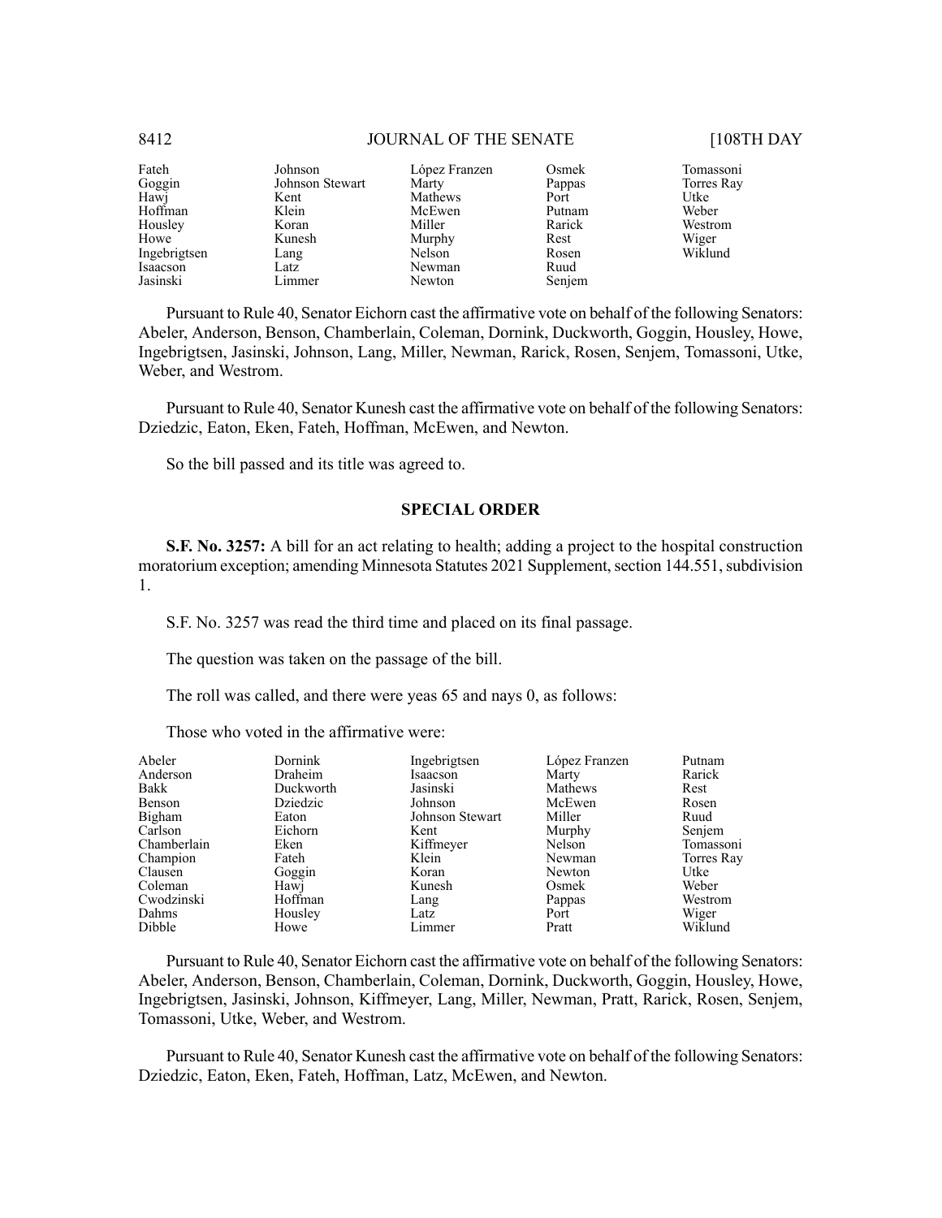| | | | | |
|---|---|---|---|---|
| Fateh | Johnson | López Franzen | Osmek | Tomassoni |
| Goggin | Johnson Stewart | Marty | Pappas | Torres Ray |
| Hawj | Kent | Mathews | Port | Utke |
| Hoffman | Klein | McEwen | Putnam | Weber |
| Housley | Koran | Miller | Rarick | Westrom |
| Howe | Kunesh | Murphy | Rest | Wiger |
| Ingebrigtsen | Lang | Nelson | Rosen | Wiklund |
| Isaacson | Latz | Newman | Ruud | |
| Jasinski | Limmer | Newton | Senjem | |

Pursuant to Rule 40, Senator Eichorn cast the affirmative vote on behalf of the following Senators: Abeler, Anderson, Benson, Chamberlain, Coleman, Dornink, Duckworth, Goggin, Housley, Howe, Ingebrigtsen, Jasinski, Johnson, Lang, Miller, Newman, Rarick, Rosen, Senjem, Tomassoni, Utke, Weber, and Westrom.

Pursuant to Rule 40, Senator Kunesh cast the affirmative vote on behalf of the following Senators: Dziedzic, Eaton, Eken, Fateh, Hoffman, McEwen, and Newton.

So the bill passed and its title was agreed to.

## SPECIAL ORDER

**S.F. No. 3257:** A bill for an act relating to health; adding a project to the hospital construction moratorium exception; amending Minnesota Statutes 2021 Supplement, section 144.551, subdivision 1.

S.F. No. 3257 was read the third time and placed on its final passage.

The question was taken on the passage of the bill.

The roll was called, and there were yeas 65 and nays 0, as follows:

Those who voted in the affirmative were:

| | | | | |
|---|---|---|---|---|
| Abeler | Dornink | Ingebrigtsen | López Franzen | Putnam |
| Anderson | Draheim | Isaacson | Marty | Rarick |
| Bakk | Duckworth | Jasinski | Mathews | Rest |
| Benson | Dziedzic | Johnson | McEwen | Rosen |
| Bigham | Eaton | Johnson Stewart | Miller | Ruud |
| Carlson | Eichorn | Kent | Murphy | Senjem |
| Chamberlain | Eken | Kiffmeyer | Nelson | Tomassoni |
| Champion | Fateh | Klein | Newman | Torres Ray |
| Clausen | Goggin | Koran | Newton | Utke |
| Coleman | Hawj | Kunesh | Osmek | Weber |
| Cwodzinski | Hoffman | Lang | Pappas | Westrom |
| Dahms | Housley | Latz | Port | Wiger |
| Dibble | Howe | Limmer | Pratt | Wiklund |

Pursuant to Rule 40, Senator Eichorn cast the affirmative vote on behalf of the following Senators: Abeler, Anderson, Benson, Chamberlain, Coleman, Dornink, Duckworth, Goggin, Housley, Howe, Ingebrigtsen, Jasinski, Johnson, Kiffmeyer, Lang, Miller, Newman, Pratt, Rarick, Rosen, Senjem, Tomassoni, Utke, Weber, and Westrom.

Pursuant to Rule 40, Senator Kunesh cast the affirmative vote on behalf of the following Senators: Dziedzic, Eaton, Eken, Fateh, Hoffman, Latz, McEwen, and Newton.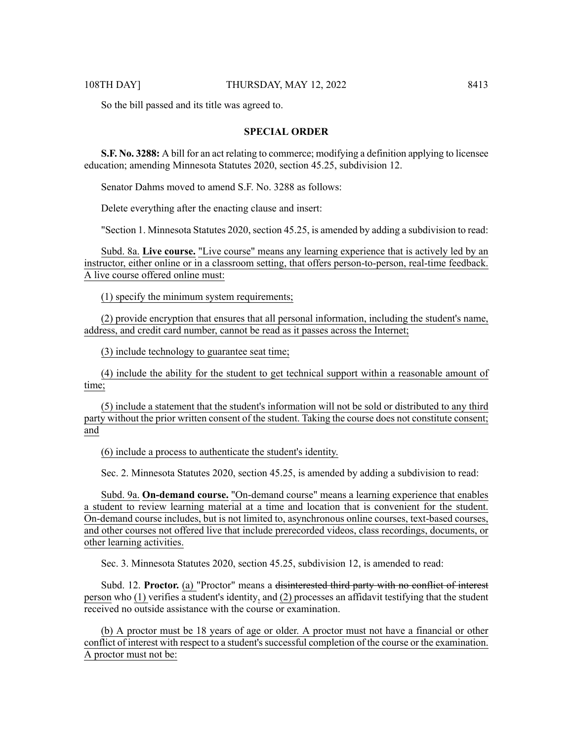So the bill passed and its title was agreed to.

## SPECIAL ORDER

**S.F. No. 3288:** A bill for an act relating to commerce; modifying a definition applying to licensee education; amending Minnesota Statutes 2020, section 45.25, subdivision 12.

Senator Dahms moved to amend S.F. No. 3288 as follows:

Delete everything after the enacting clause and insert:

"Section 1. Minnesota Statutes 2020, section 45.25, is amended by adding a subdivision to read:

Subd. 8a. **Live course.** "Live course" means any learning experience that is actively led by an instructor, either online or in a classroom setting, that offers person-to-person, real-time feedback. A live course offered online must:

(1) specify the minimum system requirements;

(2) provide encryption that ensures that all personal information, including the student's name, address, and credit card number, cannot be read as it passes across the Internet;

(3) include technology to guarantee seat time;

(4) include the ability for the student to get technical support within a reasonable amount of time;

(5) include a statement that the student's information will not be sold or distributed to any third party without the prior written consent of the student. Taking the course does not constitute consent; and

(6) include a process to authenticate the student's identity.

Sec. 2. Minnesota Statutes 2020, section 45.25, is amended by adding a subdivision to read:

Subd. 9a. **On-demand course.** "On-demand course" means a learning experience that enables a student to review learning material at a time and location that is convenient for the student. On-demand course includes, but is not limited to, asynchronous online courses, text-based courses, and other courses not offered live that include prerecorded videos, class recordings, documents, or other learning activities.

Sec. 3. Minnesota Statutes 2020, section 45.25, subdivision 12, is amended to read:

Subd. 12. **Proctor.** (a) "Proctor" means a ~~disinterested third party with no conflict of interest~~ person who (1) verifies a student's identity, and (2) processes an affidavit testifying that the student received no outside assistance with the course or examination.

(b) A proctor must be 18 years of age or older. A proctor must not have a financial or other conflict of interest with respect to a student's successful completion of the course or the examination. A proctor must not be: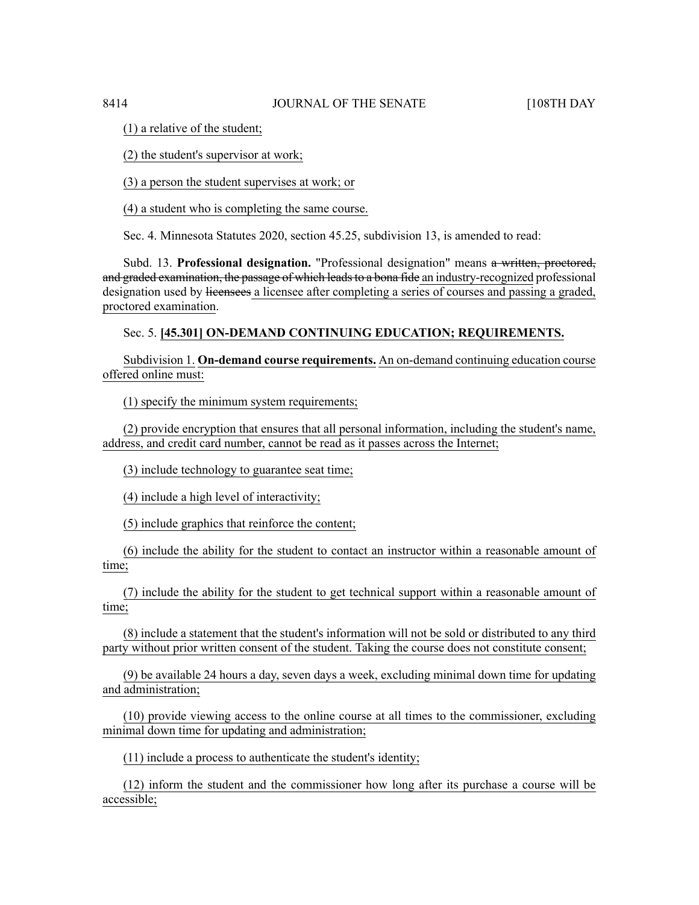(1) a relative of the student;

(2) the student's supervisor at work;

(3) a person the student supervises at work; or

(4) a student who is completing the same course.

Sec. 4. Minnesota Statutes 2020, section 45.25, subdivision 13, is amended to read:

Subd. 13. **Professional designation.** "Professional designation" means ~~a written, proctored, and graded examination, the passage of which leads to a bona fide~~ an industry-recognized professional designation used by ~~licensees~~ a licensee after completing a series of courses and passing a graded, proctored examination.

Sec. 5. **[45.301] ON-DEMAND CONTINUING EDUCATION; REQUIREMENTS.**

Subdivision 1. **On-demand course requirements.** An on-demand continuing education course offered online must:

(1) specify the minimum system requirements;

(2) provide encryption that ensures that all personal information, including the student's name, address, and credit card number, cannot be read as it passes across the Internet;

(3) include technology to guarantee seat time;

(4) include a high level of interactivity;

(5) include graphics that reinforce the content;

(6) include the ability for the student to contact an instructor within a reasonable amount of time;

(7) include the ability for the student to get technical support within a reasonable amount of time;

(8) include a statement that the student's information will not be sold or distributed to any third party without prior written consent of the student. Taking the course does not constitute consent;

(9) be available 24 hours a day, seven days a week, excluding minimal down time for updating and administration;

(10) provide viewing access to the online course at all times to the commissioner, excluding minimal down time for updating and administration;

(11) include a process to authenticate the student's identity;

(12) inform the student and the commissioner how long after its purchase a course will be accessible;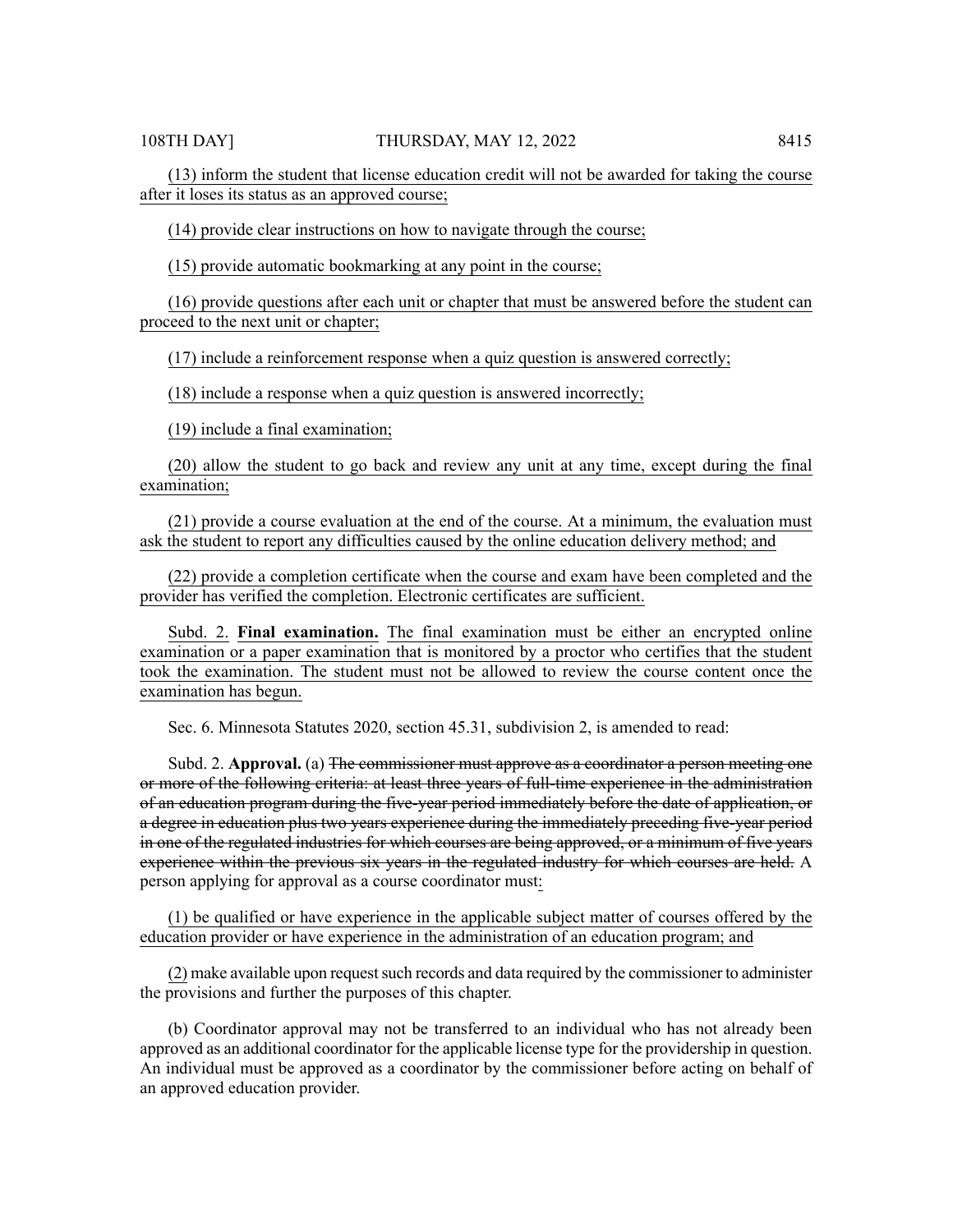(13) inform the student that license education credit will not be awarded for taking the course after it loses its status as an approved course;

(14) provide clear instructions on how to navigate through the course;

(15) provide automatic bookmarking at any point in the course;

(16) provide questions after each unit or chapter that must be answered before the student can proceed to the next unit or chapter;

(17) include a reinforcement response when a quiz question is answered correctly;

(18) include a response when a quiz question is answered incorrectly;

(19) include a final examination;

(20) allow the student to go back and review any unit at any time, except during the final examination;

(21) provide a course evaluation at the end of the course. At a minimum, the evaluation must ask the student to report any difficulties caused by the online education delivery method; and

(22) provide a completion certificate when the course and exam have been completed and the provider has verified the completion. Electronic certificates are sufficient.

Subd. 2. **Final examination.** The final examination must be either an encrypted online examination or a paper examination that is monitored by a proctor who certifies that the student took the examination. The student must not be allowed to review the course content once the examination has begun.

Sec. 6. Minnesota Statutes 2020, section 45.31, subdivision 2, is amended to read:

Subd. 2. **Approval.** (a) ~~The commissioner must approve as a coordinator a person meeting one or more of the following criteria: at least three years of full-time experience in the administration of an education program during the five-year period immediately before the date of application, or a degree in education plus two years experience during the immediately preceding five-year period in one of the regulated industries for which courses are being approved, or a minimum of five years experience within the previous six years in the regulated industry for which courses are held.~~ A person applying for approval as a course coordinator must:

(1) be qualified or have experience in the applicable subject matter of courses offered by the education provider or have experience in the administration of an education program; and

(2) make available upon request such records and data required by the commissioner to administer the provisions and further the purposes of this chapter.

(b) Coordinator approval may not be transferred to an individual who has not already been approved as an additional coordinator for the applicable license type for the providership in question. An individual must be approved as a coordinator by the commissioner before acting on behalf of an approved education provider.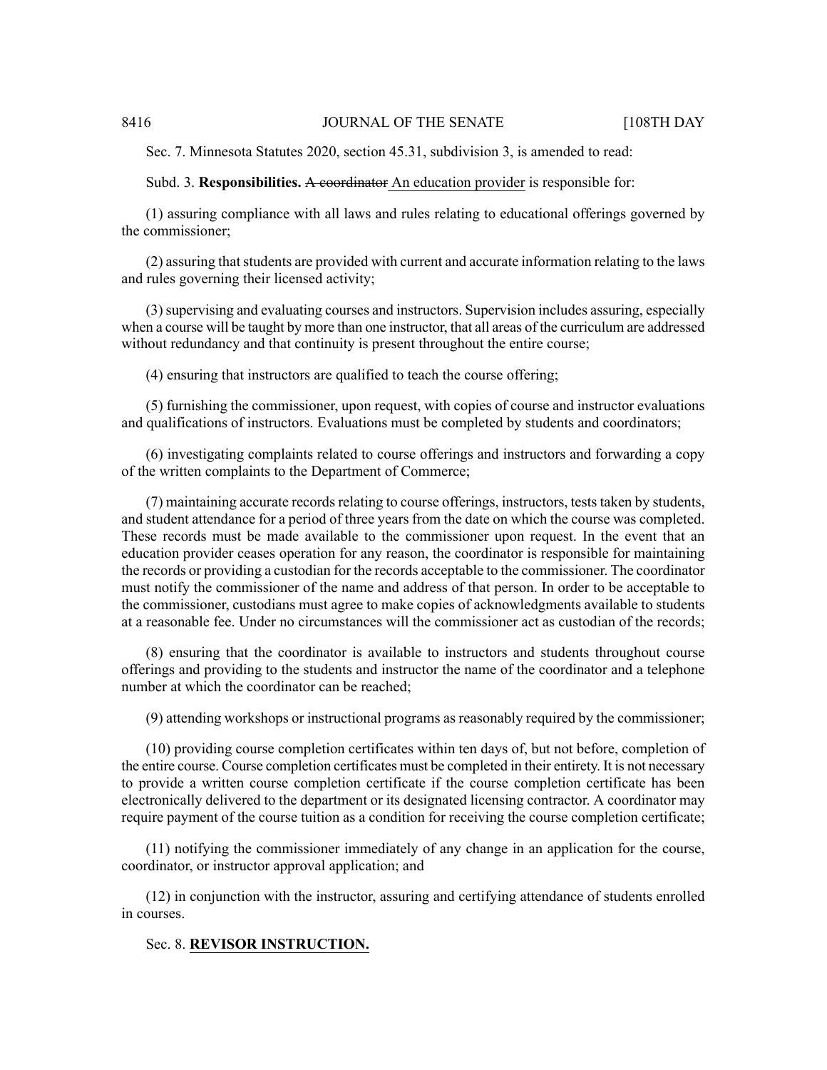Sec. 7. Minnesota Statutes 2020, section 45.31, subdivision 3, is amended to read:

Subd. 3. **Responsibilities.** ~~A coordinator~~ An education provider is responsible for:

(1) assuring compliance with all laws and rules relating to educational offerings governed by the commissioner;

(2) assuring that students are provided with current and accurate information relating to the laws and rules governing their licensed activity;

(3) supervising and evaluating courses and instructors. Supervision includes assuring, especially when a course will be taught by more than one instructor, that all areas of the curriculum are addressed without redundancy and that continuity is present throughout the entire course;

(4) ensuring that instructors are qualified to teach the course offering;

(5) furnishing the commissioner, upon request, with copies of course and instructor evaluations and qualifications of instructors. Evaluations must be completed by students and coordinators;

(6) investigating complaints related to course offerings and instructors and forwarding a copy of the written complaints to the Department of Commerce;

(7) maintaining accurate records relating to course offerings, instructors, tests taken by students, and student attendance for a period of three years from the date on which the course was completed. These records must be made available to the commissioner upon request. In the event that an education provider ceases operation for any reason, the coordinator is responsible for maintaining the records or providing a custodian for the records acceptable to the commissioner. The coordinator must notify the commissioner of the name and address of that person. In order to be acceptable to the commissioner, custodians must agree to make copies of acknowledgments available to students at a reasonable fee. Under no circumstances will the commissioner act as custodian of the records;

(8) ensuring that the coordinator is available to instructors and students throughout course offerings and providing to the students and instructor the name of the coordinator and a telephone number at which the coordinator can be reached;

(9) attending workshops or instructional programs as reasonably required by the commissioner;

(10) providing course completion certificates within ten days of, but not before, completion of the entire course. Course completion certificates must be completed in their entirety. It is not necessary to provide a written course completion certificate if the course completion certificate has been electronically delivered to the department or its designated licensing contractor. A coordinator may require payment of the course tuition as a condition for receiving the course completion certificate;

(11) notifying the commissioner immediately of any change in an application for the course, coordinator, or instructor approval application; and

(12) in conjunction with the instructor, assuring and certifying attendance of students enrolled in courses.

Sec. 8. **REVISOR INSTRUCTION.**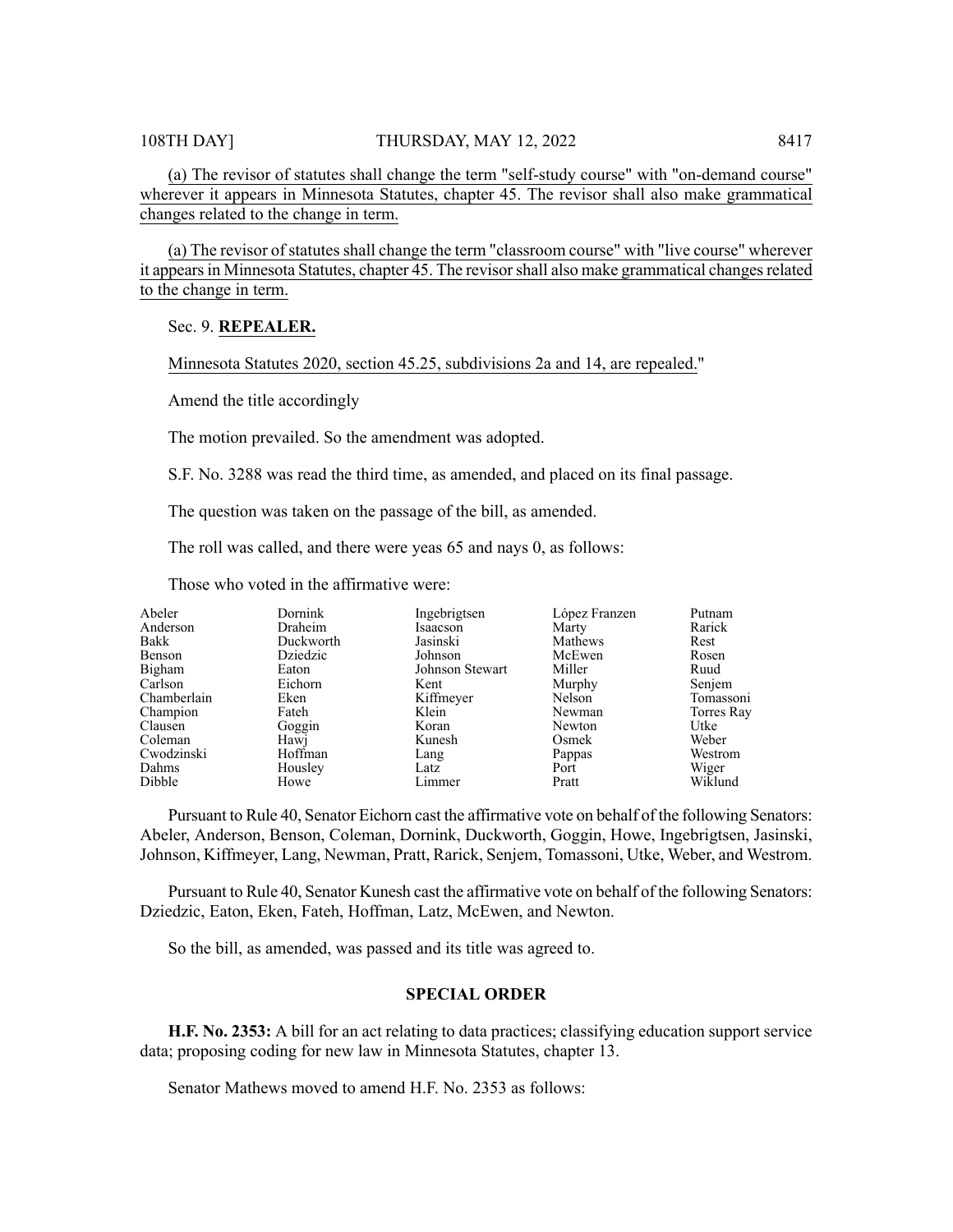(a) The revisor of statutes shall change the term "self-study course" with "on-demand course" wherever it appears in Minnesota Statutes, chapter 45. The revisor shall also make grammatical changes related to the change in term.

(a) The revisor of statutes shall change the term "classroom course" with "live course" wherever it appears in Minnesota Statutes, chapter 45. The revisor shall also make grammatical changes related to the change in term.

Sec. 9. **REPEALER.**

Minnesota Statutes 2020, section 45.25, subdivisions 2a and 14, are repealed."

Amend the title accordingly

The motion prevailed. So the amendment was adopted.

S.F. No. 3288 was read the third time, as amended, and placed on its final passage.

The question was taken on the passage of the bill, as amended.

The roll was called, and there were yeas 65 and nays 0, as follows:

Those who voted in the affirmative were:

| | | | | |
|---|---|---|---|---|
| Abeler | Dornink | Ingebrigtsen | López Franzen | Putnam |
| Anderson | Draheim | Isaacson | Marty | Rarick |
| Bakk | Duckworth | Jasinski | Mathews | Rest |
| Benson | Dziedzic | Johnson | McEwen | Rosen |
| Bigham | Eaton | Johnson Stewart | Miller | Ruud |
| Carlson | Eichorn | Kent | Murphy | Senjem |
| Chamberlain | Eken | Kiffmeyer | Nelson | Tomassoni |
| Champion | Fateh | Klein | Newman | Torres Ray |
| Clausen | Goggin | Koran | Newton | Utke |
| Coleman | Hawj | Kunesh | Osmek | Weber |
| Cwodzinski | Hoffman | Lang | Pappas | Westrom |
| Dahms | Housley | Latz | Port | Wiger |
| Dibble | Howe | Limmer | Pratt | Wiklund |

Pursuant to Rule 40, Senator Eichorn cast the affirmative vote on behalf of the following Senators: Abeler, Anderson, Benson, Coleman, Dornink, Duckworth, Goggin, Howe, Ingebrigtsen, Jasinski, Johnson, Kiffmeyer, Lang, Newman, Pratt, Rarick, Senjem, Tomassoni, Utke, Weber, and Westrom.

Pursuant to Rule 40, Senator Kunesh cast the affirmative vote on behalf of the following Senators: Dziedzic, Eaton, Eken, Fateh, Hoffman, Latz, McEwen, and Newton.

So the bill, as amended, was passed and its title was agreed to.

## SPECIAL ORDER

**H.F. No. 2353:** A bill for an act relating to data practices; classifying education support service data; proposing coding for new law in Minnesota Statutes, chapter 13.

Senator Mathews moved to amend H.F. No. 2353 as follows: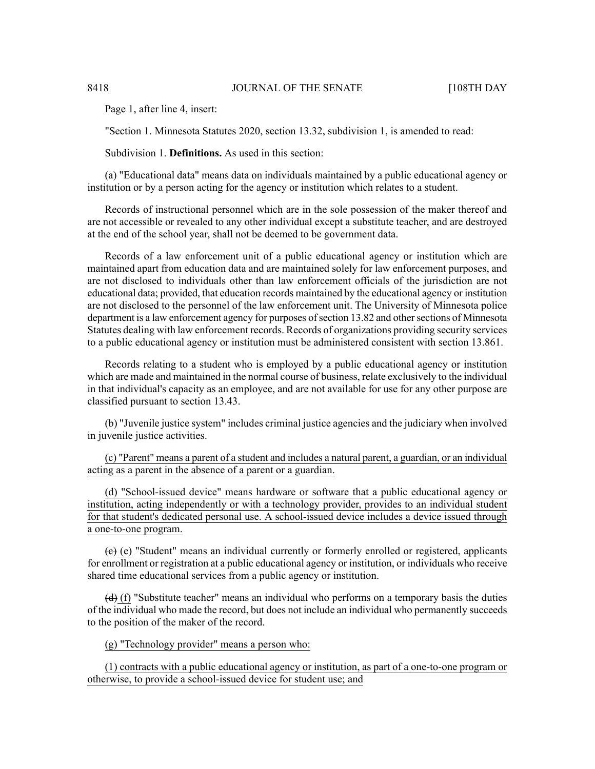Page 1, after line 4, insert:

"Section 1. Minnesota Statutes 2020, section 13.32, subdivision 1, is amended to read:

Subdivision 1. **Definitions.** As used in this section:

(a) "Educational data" means data on individuals maintained by a public educational agency or institution or by a person acting for the agency or institution which relates to a student.

Records of instructional personnel which are in the sole possession of the maker thereof and are not accessible or revealed to any other individual except a substitute teacher, and are destroyed at the end of the school year, shall not be deemed to be government data.

Records of a law enforcement unit of a public educational agency or institution which are maintained apart from education data and are maintained solely for law enforcement purposes, and are not disclosed to individuals other than law enforcement officials of the jurisdiction are not educational data; provided, that education records maintained by the educational agency or institution are not disclosed to the personnel of the law enforcement unit. The University of Minnesota police department is a law enforcement agency for purposes of section 13.82 and other sections of Minnesota Statutes dealing with law enforcement records. Records of organizations providing security services to a public educational agency or institution must be administered consistent with section 13.861.

Records relating to a student who is employed by a public educational agency or institution which are made and maintained in the normal course of business, relate exclusively to the individual in that individual's capacity as an employee, and are not available for use for any other purpose are classified pursuant to section 13.43.

(b) "Juvenile justice system" includes criminal justice agencies and the judiciary when involved in juvenile justice activities.

<u>(c) "Parent" means a parent of a student and includes a natural parent, a guardian, or an individual acting as a parent in the absence of a parent or a guardian.</u>

<u>(d) "School-issued device" means hardware or software that a public educational agency or institution, acting independently or with a technology provider, provides to an individual student for that student's dedicated personal use. A school-issued device includes a device issued through a one-to-one program.</u>

~~(c)~~ <u>(e)</u> "Student" means an individual currently or formerly enrolled or registered, applicants for enrollment or registration at a public educational agency or institution, or individuals who receive shared time educational services from a public agency or institution.

~~(d)~~ <u>(f)</u> "Substitute teacher" means an individual who performs on a temporary basis the duties of the individual who made the record, but does not include an individual who permanently succeeds to the position of the maker of the record.

<u>(g) "Technology provider" means a person who:</u>

<u>(1) contracts with a public educational agency or institution, as part of a one-to-one program or otherwise, to provide a school-issued device for student use; and</u>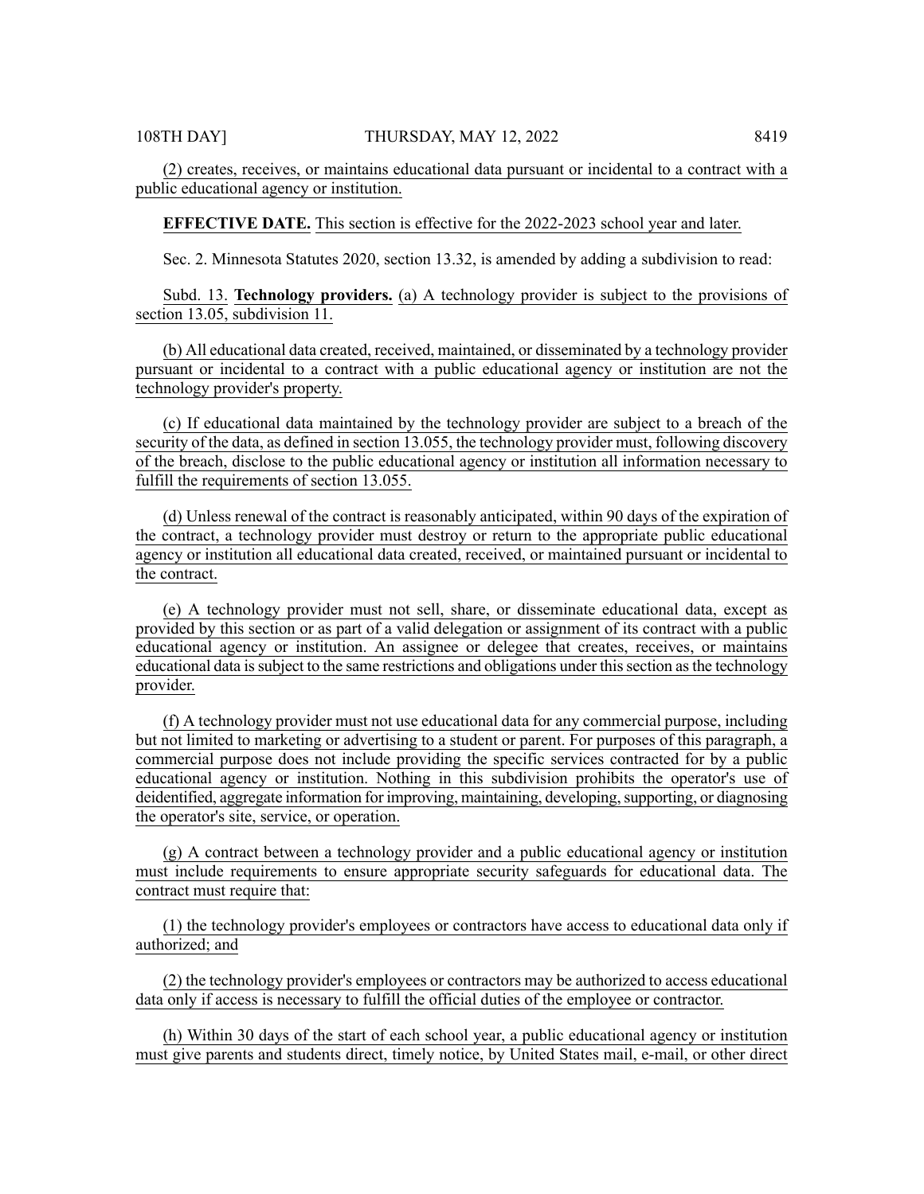(2) creates, receives, or maintains educational data pursuant or incidental to a contract with a public educational agency or institution.

**EFFECTIVE DATE.** This section is effective for the 2022-2023 school year and later.

Sec. 2. Minnesota Statutes 2020, section 13.32, is amended by adding a subdivision to read:

Subd. 13. **Technology providers.** (a) A technology provider is subject to the provisions of section 13.05, subdivision 11.

(b) All educational data created, received, maintained, or disseminated by a technology provider pursuant or incidental to a contract with a public educational agency or institution are not the technology provider's property.

(c) If educational data maintained by the technology provider are subject to a breach of the security of the data, as defined in section 13.055, the technology provider must, following discovery of the breach, disclose to the public educational agency or institution all information necessary to fulfill the requirements of section 13.055.

(d) Unless renewal of the contract is reasonably anticipated, within 90 days of the expiration of the contract, a technology provider must destroy or return to the appropriate public educational agency or institution all educational data created, received, or maintained pursuant or incidental to the contract.

(e) A technology provider must not sell, share, or disseminate educational data, except as provided by this section or as part of a valid delegation or assignment of its contract with a public educational agency or institution. An assignee or delegee that creates, receives, or maintains educational data is subject to the same restrictions and obligations under this section as the technology provider.

(f) A technology provider must not use educational data for any commercial purpose, including but not limited to marketing or advertising to a student or parent. For purposes of this paragraph, a commercial purpose does not include providing the specific services contracted for by a public educational agency or institution. Nothing in this subdivision prohibits the operator's use of deidentified, aggregate information for improving, maintaining, developing, supporting, or diagnosing the operator's site, service, or operation.

(g) A contract between a technology provider and a public educational agency or institution must include requirements to ensure appropriate security safeguards for educational data. The contract must require that:

(1) the technology provider's employees or contractors have access to educational data only if authorized; and

(2) the technology provider's employees or contractors may be authorized to access educational data only if access is necessary to fulfill the official duties of the employee or contractor.

(h) Within 30 days of the start of each school year, a public educational agency or institution must give parents and students direct, timely notice, by United States mail, e-mail, or other direct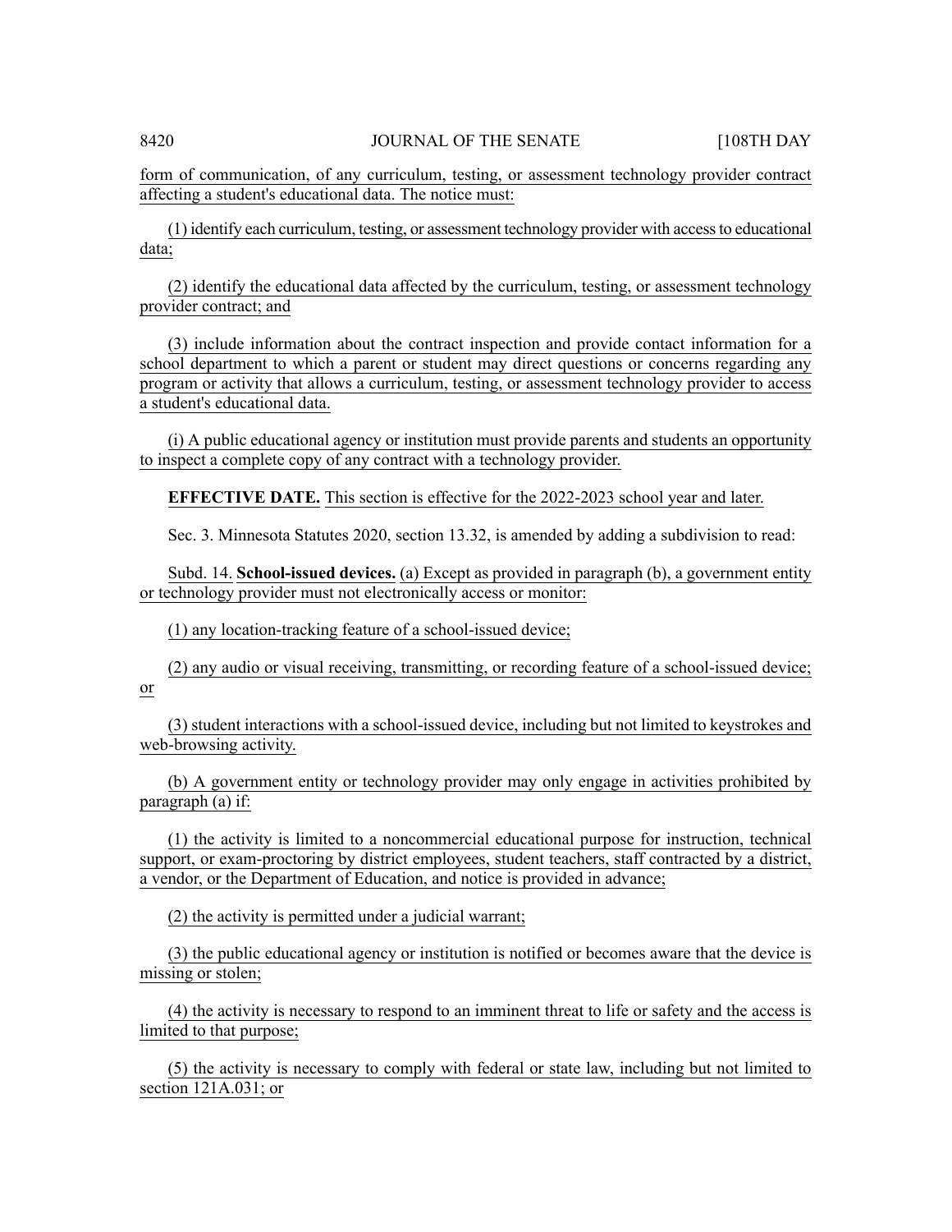form of communication, of any curriculum, testing, or assessment technology provider contract affecting a student's educational data. The notice must:

(1) identify each curriculum, testing, or assessment technology provider with access to educational data;

(2) identify the educational data affected by the curriculum, testing, or assessment technology provider contract; and

(3) include information about the contract inspection and provide contact information for a school department to which a parent or student may direct questions or concerns regarding any program or activity that allows a curriculum, testing, or assessment technology provider to access a student's educational data.

(i) A public educational agency or institution must provide parents and students an opportunity to inspect a complete copy of any contract with a technology provider.

**EFFECTIVE DATE.** This section is effective for the 2022-2023 school year and later.

Sec. 3. Minnesota Statutes 2020, section 13.32, is amended by adding a subdivision to read:

Subd. 14. **School-issued devices.** (a) Except as provided in paragraph (b), a government entity or technology provider must not electronically access or monitor:

(1) any location-tracking feature of a school-issued device;

(2) any audio or visual receiving, transmitting, or recording feature of a school-issued device; or

(3) student interactions with a school-issued device, including but not limited to keystrokes and web-browsing activity.

(b) A government entity or technology provider may only engage in activities prohibited by paragraph (a) if:

(1) the activity is limited to a noncommercial educational purpose for instruction, technical support, or exam-proctoring by district employees, student teachers, staff contracted by a district, a vendor, or the Department of Education, and notice is provided in advance;

(2) the activity is permitted under a judicial warrant;

(3) the public educational agency or institution is notified or becomes aware that the device is missing or stolen;

(4) the activity is necessary to respond to an imminent threat to life or safety and the access is limited to that purpose;

(5) the activity is necessary to comply with federal or state law, including but not limited to section 121A.031; or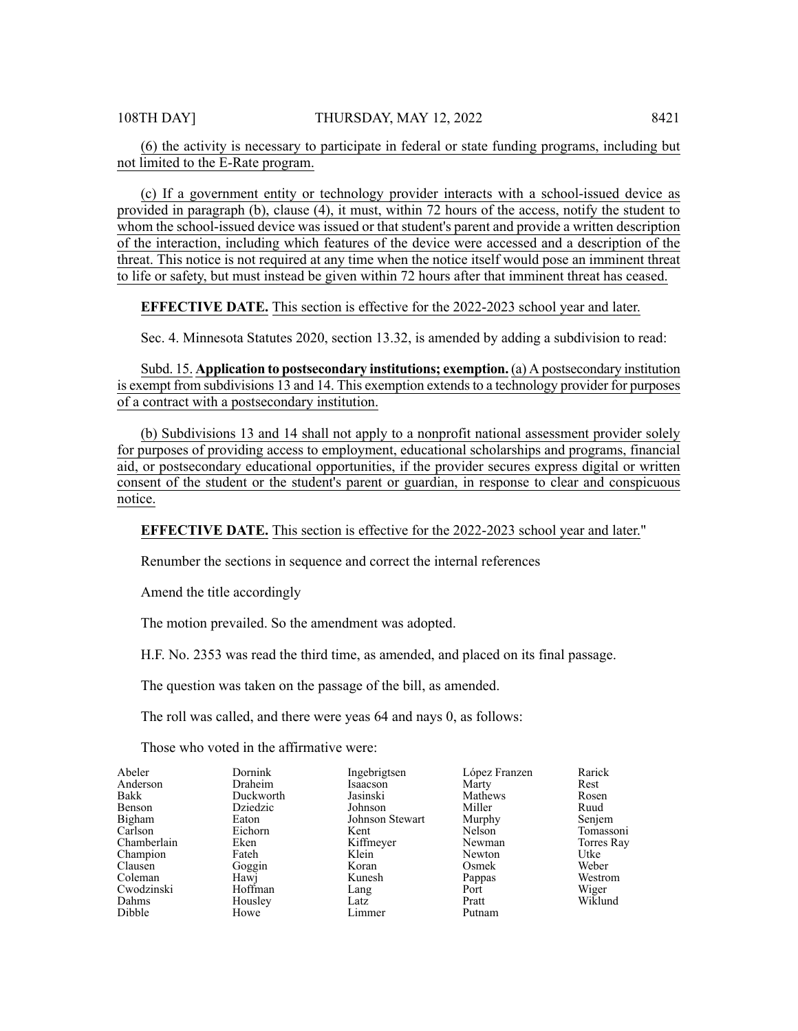(6) the activity is necessary to participate in federal or state funding programs, including but not limited to the E-Rate program.

(c) If a government entity or technology provider interacts with a school-issued device as provided in paragraph (b), clause (4), it must, within 72 hours of the access, notify the student to whom the school-issued device was issued or that student's parent and provide a written description of the interaction, including which features of the device were accessed and a description of the threat. This notice is not required at any time when the notice itself would pose an imminent threat to life or safety, but must instead be given within 72 hours after that imminent threat has ceased.

**EFFECTIVE DATE.** This section is effective for the 2022-2023 school year and later.

Sec. 4. Minnesota Statutes 2020, section 13.32, is amended by adding a subdivision to read:

Subd. 15. **Application to postsecondary institutions; exemption.** (a) A postsecondary institution is exempt from subdivisions 13 and 14. This exemption extends to a technology provider for purposes of a contract with a postsecondary institution.

(b) Subdivisions 13 and 14 shall not apply to a nonprofit national assessment provider solely for purposes of providing access to employment, educational scholarships and programs, financial aid, or postsecondary educational opportunities, if the provider secures express digital or written consent of the student or the student's parent or guardian, in response to clear and conspicuous notice.

**EFFECTIVE DATE.** This section is effective for the 2022-2023 school year and later."

Renumber the sections in sequence and correct the internal references

Amend the title accordingly

The motion prevailed. So the amendment was adopted.

H.F. No. 2353 was read the third time, as amended, and placed on its final passage.

The question was taken on the passage of the bill, as amended.

The roll was called, and there were yeas 64 and nays 0, as follows:

Those who voted in the affirmative were:

| | | | | |
|---|---|---|---|---|
| Abeler | Dornink | Ingebrigtsen | López Franzen | Rarick |
| Anderson | Draheim | Isaacson | Marty | Rest |
| Bakk | Duckworth | Jasinski | Mathews | Rosen |
| Benson | Dziedzic | Johnson | Miller | Ruud |
| Bigham | Eaton | Johnson Stewart | Murphy | Senjem |
| Carlson | Eichorn | Kent | Nelson | Tomassoni |
| Chamberlain | Eken | Kiffmeyer | Newman | Torres Ray |
| Champion | Fateh | Klein | Newton | Utke |
| Clausen | Goggin | Koran | Osmek | Weber |
| Coleman | Hawj | Kunesh | Pappas | Westrom |
| Cwodzinski | Hoffman | Lang | Port | Wiger |
| Dahms | Housley | Latz | Pratt | Wiklund |
| Dibble | Howe | Limmer | Putnam | |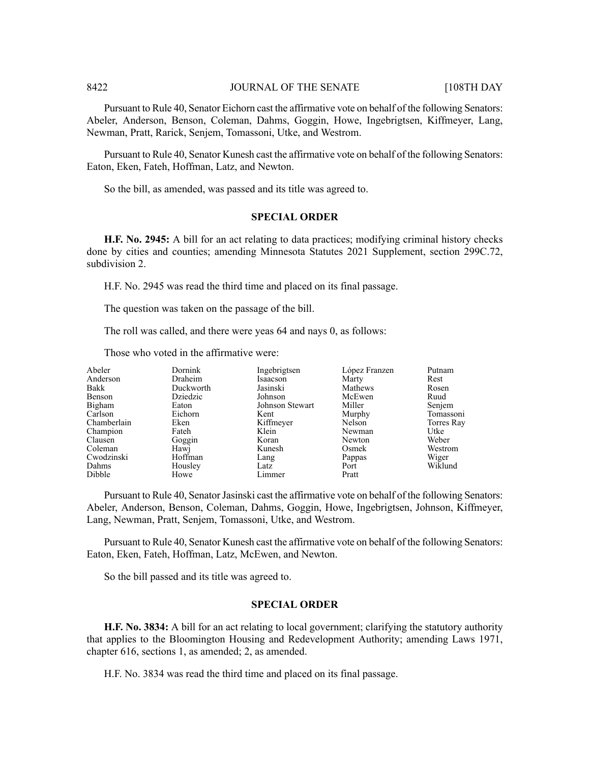Pursuant to Rule 40, Senator Eichorn cast the affirmative vote on behalf of the following Senators: Abeler, Anderson, Benson, Coleman, Dahms, Goggin, Howe, Ingebrigtsen, Kiffmeyer, Lang, Newman, Pratt, Rarick, Senjem, Tomassoni, Utke, and Westrom.

Pursuant to Rule 40, Senator Kunesh cast the affirmative vote on behalf of the following Senators: Eaton, Eken, Fateh, Hoffman, Latz, and Newton.

So the bill, as amended, was passed and its title was agreed to.

## SPECIAL ORDER

**H.F. No. 2945:** A bill for an act relating to data practices; modifying criminal history checks done by cities and counties; amending Minnesota Statutes 2021 Supplement, section 299C.72, subdivision 2.

H.F. No. 2945 was read the third time and placed on its final passage.

The question was taken on the passage of the bill.

The roll was called, and there were yeas 64 and nays 0, as follows:

Those who voted in the affirmative were:

| | | | | |
|---|---|---|---|---|
| Abeler | Dornink | Ingebrigtsen | López Franzen | Putnam |
| Anderson | Draheim | Isaacson | Marty | Rest |
| Bakk | Duckworth | Jasinski | Mathews | Rosen |
| Benson | Dziedzic | Johnson | McEwen | Ruud |
| Bigham | Eaton | Johnson Stewart | Miller | Senjem |
| Carlson | Eichorn | Kent | Murphy | Tomassoni |
| Chamberlain | Eken | Kiffmeyer | Nelson | Torres Ray |
| Champion | Fateh | Klein | Newman | Utke |
| Clausen | Goggin | Koran | Newton | Weber |
| Coleman | Hawj | Kunesh | Osmek | Westrom |
| Cwodzinski | Hoffman | Lang | Pappas | Wiger |
| Dahms | Housley | Latz | Port | Wiklund |
| Dibble | Howe | Limmer | Pratt | |

Pursuant to Rule 40, Senator Jasinski cast the affirmative vote on behalf of the following Senators: Abeler, Anderson, Benson, Coleman, Dahms, Goggin, Howe, Ingebrigtsen, Johnson, Kiffmeyer, Lang, Newman, Pratt, Senjem, Tomassoni, Utke, and Westrom.

Pursuant to Rule 40, Senator Kunesh cast the affirmative vote on behalf of the following Senators: Eaton, Eken, Fateh, Hoffman, Latz, McEwen, and Newton.

So the bill passed and its title was agreed to.

## SPECIAL ORDER

**H.F. No. 3834:** A bill for an act relating to local government; clarifying the statutory authority that applies to the Bloomington Housing and Redevelopment Authority; amending Laws 1971, chapter 616, sections 1, as amended; 2, as amended.

H.F. No. 3834 was read the third time and placed on its final passage.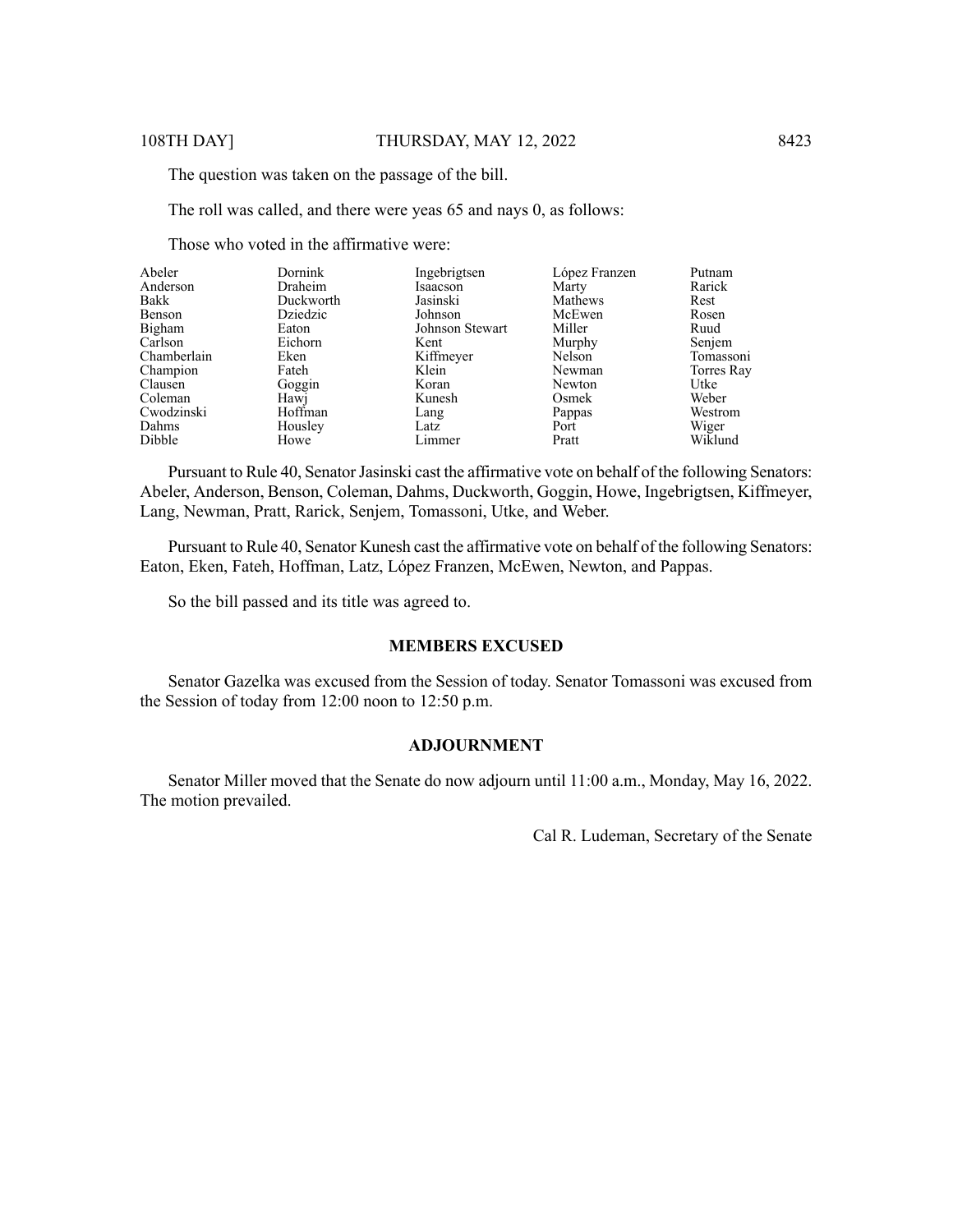The question was taken on the passage of the bill.

The roll was called, and there were yeas 65 and nays 0, as follows:

Those who voted in the affirmative were:

| | | | | |
|---|---|---|---|---|
| Abeler | Dornink | Ingebrigtsen | López Franzen | Putnam |
| Anderson | Draheim | Isaacson | Marty | Rarick |
| Bakk | Duckworth | Jasinski | Mathews | Rest |
| Benson | Dziedzic | Johnson | McEwen | Rosen |
| Bigham | Eaton | Johnson Stewart | Miller | Ruud |
| Carlson | Eichorn | Kent | Murphy | Senjem |
| Chamberlain | Eken | Kiffmeyer | Nelson | Tomassoni |
| Champion | Fateh | Klein | Newman | Torres Ray |
| Clausen | Goggin | Koran | Newton | Utke |
| Coleman | Hawj | Kunesh | Osmek | Weber |
| Cwodzinski | Hoffman | Lang | Pappas | Westrom |
| Dahms | Housley | Latz | Port | Wiger |
| Dibble | Howe | Limmer | Pratt | Wiklund |

Pursuant to Rule 40, Senator Jasinski cast the affirmative vote on behalf of the following Senators: Abeler, Anderson, Benson, Coleman, Dahms, Duckworth, Goggin, Howe, Ingebrigtsen, Kiffmeyer, Lang, Newman, Pratt, Rarick, Senjem, Tomassoni, Utke, and Weber.

Pursuant to Rule 40, Senator Kunesh cast the affirmative vote on behalf of the following Senators: Eaton, Eken, Fateh, Hoffman, Latz, López Franzen, McEwen, Newton, and Pappas.

So the bill passed and its title was agreed to.

## MEMBERS EXCUSED

Senator Gazelka was excused from the Session of today. Senator Tomassoni was excused from the Session of today from 12:00 noon to 12:50 p.m.

## ADJOURNMENT

Senator Miller moved that the Senate do now adjourn until 11:00 a.m., Monday, May 16, 2022. The motion prevailed.

Cal R. Ludeman, Secretary of the Senate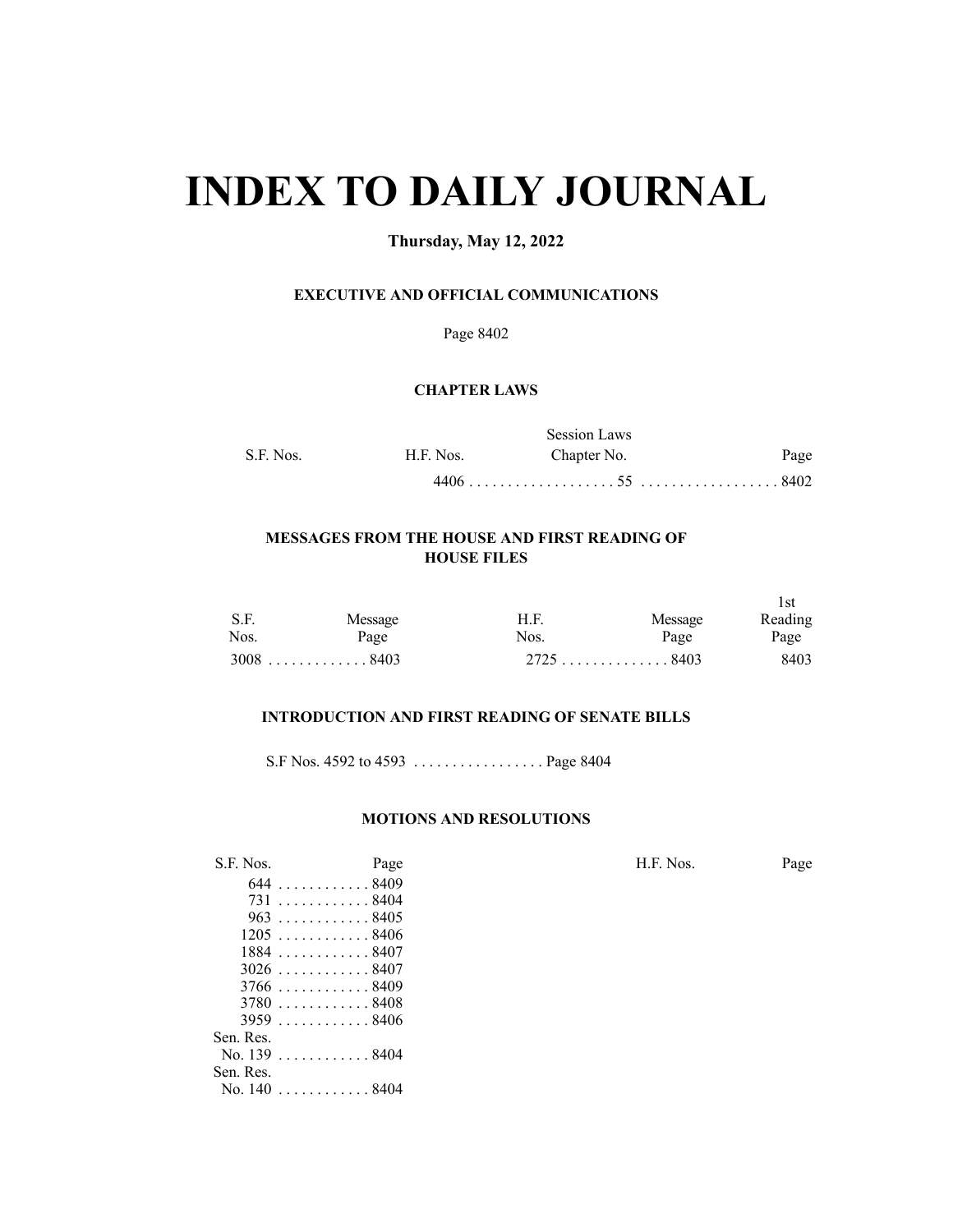# INDEX TO DAILY JOURNAL

**Thursday, May 12, 2022**

### EXECUTIVE AND OFFICIAL COMMUNICATIONS

Page 8402

### CHAPTER LAWS

| S.F. Nos. | H.F. Nos. | Session Laws Chapter No. | Page |
|---|---|---|---|
| | 4406 | 55 | 8402 |

### MESSAGES FROM THE HOUSE AND FIRST READING OF HOUSE FILES

| S.F. Nos. | Message Page | H.F. Nos. | Message Page | 1st Reading Page |
|---|---|---|---|---|
| 3008 | 8403 | 2725 | 8403 | 8403 |

### INTRODUCTION AND FIRST READING OF SENATE BILLS

S.F Nos. 4592 to 4593 . . . . . . . . . . . . . . . . . Page 8404

### MOTIONS AND RESOLUTIONS

| S.F. Nos. | Page | H.F. Nos. | Page |
|---|---|---|---|
| 644 | 8409 | | |
| 731 | 8404 | | |
| 963 | 8405 | | |
| 1205 | 8406 | | |
| 1884 | 8407 | | |
| 3026 | 8407 | | |
| 3766 | 8409 | | |
| 3780 | 8408 | | |
| 3959 | 8406 | | |
| Sen. Res. No. 139 | 8404 | | |
| Sen. Res. No. 140 | 8404 | | |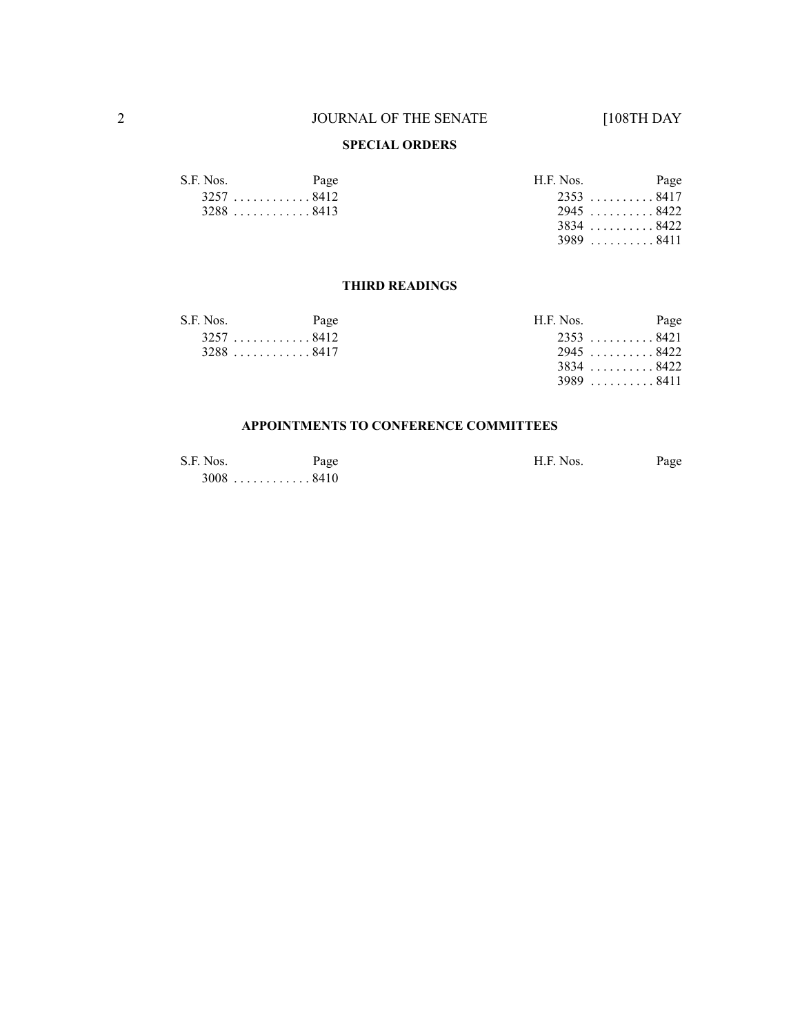**SPECIAL ORDERS**

| S.F. Nos. | Page | H.F. Nos. | Page |
|---|---|---|---|
| 3257 | 8412 | 2353 | 8417 |
| 3288 | 8413 | 2945 | 8422 |
| | | 3834 | 8422 |
| | | 3989 | 8411 |

**THIRD READINGS**

| S.F. Nos. | Page | H.F. Nos. | Page |
|---|---|---|---|
| 3257 | 8412 | 2353 | 8421 |
| 3288 | 8417 | 2945 | 8422 |
| | | 3834 | 8422 |
| | | 3989 | 8411 |

**APPOINTMENTS TO CONFERENCE COMMITTEES**

| S.F. Nos. | Page | H.F. Nos. | Page |
|---|---|---|---|
| 3008 | 8410 | | |